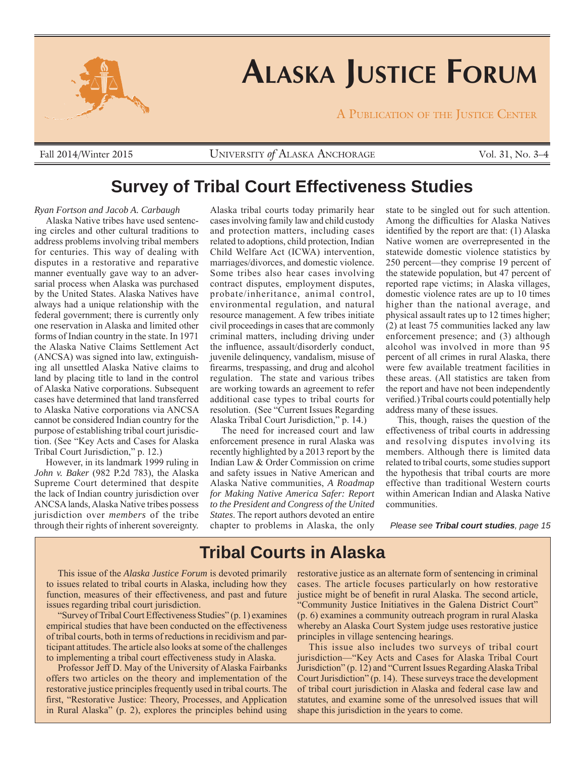# Alaska Justice Forum

A Publication of the Justice Center

Fall 2014/Winter 2015 — University *of* Alaska Anchorage — Vol. 31, No. 3–4

## Survey of Tribal Court Effectiveness Studies

*Ryan Fortson and Jacob A. Carbaugh*

Alaska Native tribes have used sentencing circles and other cultural traditions to address problems involving tribal members for centuries. This way of dealing with disputes in a restorative and reparative manner eventually gave way to an adversarial process when Alaska was purchased by the United States. Alaska Natives have always had a unique relationship with the federal government; there is currently only one reservation in Alaska and limited other forms of Indian country in the state. In 1971 the Alaska Native Claims Settlement Act (ANCSA) was signed into law, extinguishing all unsettled Alaska Native claims to land by placing title to land in the control of Alaska Native corporations. Subsequent cases have determined that land transferred to Alaska Native corporations via ANCSA cannot be considered Indian country for the purpose of establishing tribal court jurisdiction. (See "Key Acts and Cases for Alaska Tribal Court Jurisdiction," p. 12.)

However, in its landmark 1999 ruling in *John v. Baker* (982 P.2d 783), the Alaska Supreme Court determined that despite the lack of Indian country jurisdiction over ANCSA lands, Alaska Native tribes possess jurisdiction over *members* of the tribe through their rights of inherent sovereignty. Alaska tribal courts today primarily hear cases involving family law and child custody and protection matters, including cases related to adoptions, child protection, Indian Child Welfare Act (ICWA) intervention, marriages/divorces, and domestic violence. Some tribes also hear cases involving contract disputes, employment disputes, probate/inheritance, animal control, environmental regulation, and natural resource management. A few tribes initiate civil proceedings in cases that are commonly criminal matters, including driving under the influence, assault/disorderly conduct, juvenile delinquency, vandalism, misuse of firearms, trespassing, and drug and alcohol regulation. The state and various tribes are working towards an agreement to refer additional case types to tribal courts for resolution. (See "Current Issues Regarding Alaska Tribal Court Jurisdiction," p. 14.)

The need for increased court and law enforcement presence in rural Alaska was recently highlighted by a 2013 report by the Indian Law & Order Commission on crime and safety issues in Native American and Alaska Native communities, *A Roadmap for Making Native America Safer: Report to the President and Congress of the United States*. The report authors devoted an entire chapter to problems in Alaska, the only state to be singled out for such attention. Among the difficulties for Alaska Natives identified by the report are that: (1) Alaska Native women are overrepresented in the statewide domestic violence statistics by 250 percent—they comprise 19 percent of the statewide population, but 47 percent of reported rape victims; in Alaska villages, domestic violence rates are up to 10 times higher than the national average, and physical assault rates up to 12 times higher; (2) at least 75 communities lacked any law enforcement presence; and (3) although alcohol was involved in more than 95 percent of all crimes in rural Alaska, there were few available treatment facilities in these areas. (All statistics are taken from the report and have not been independently verified.) Tribal courts could potentially help address many of these issues.

This, though, raises the question of the effectiveness of tribal courts in addressing and resolving disputes involving its members. Although there is limited data related to tribal courts, some studies support the hypothesis that tribal courts are more effective than traditional Western courts within American Indian and Alaska Native communities.

*Please see **Tribal court studies**, page 15*

## Tribal Courts in Alaska

This issue of the *Alaska Justice Forum* is devoted primarily to issues related to tribal courts in Alaska, including how they function, measures of their effectiveness, and past and future issues regarding tribal court jurisdiction.

"Survey of Tribal Court Effectiveness Studies" (p. 1) examines empirical studies that have been conducted on the effectiveness of tribal courts, both in terms of reductions in recidivism and participant attitudes. The article also looks at some of the challenges to implementing a tribal court effectiveness study in Alaska.

Professor Jeff D. May of the University of Alaska Fairbanks offers two articles on the theory and implementation of the restorative justice principles frequently used in tribal courts. The first, "Restorative Justice: Theory, Processes, and Application in Rural Alaska" (p. 2), explores the principles behind using restorative justice as an alternate form of sentencing in criminal cases. The article focuses particularly on how restorative justice might be of benefit in rural Alaska. The second article, "Community Justice Initiatives in the Galena District Court" (p. 6) examines a community outreach program in rural Alaska whereby an Alaska Court System judge uses restorative justice principles in village sentencing hearings.

This issue also includes two surveys of tribal court jurisdiction—"Key Acts and Cases for Alaska Tribal Court Jurisdiction" (p. 12) and "Current Issues Regarding Alaska Tribal Court Jurisdiction" (p. 14). These surveys trace the development of tribal court jurisdiction in Alaska and federal case law and statutes, and examine some of the unresolved issues that will shape this jurisdiction in the years to come.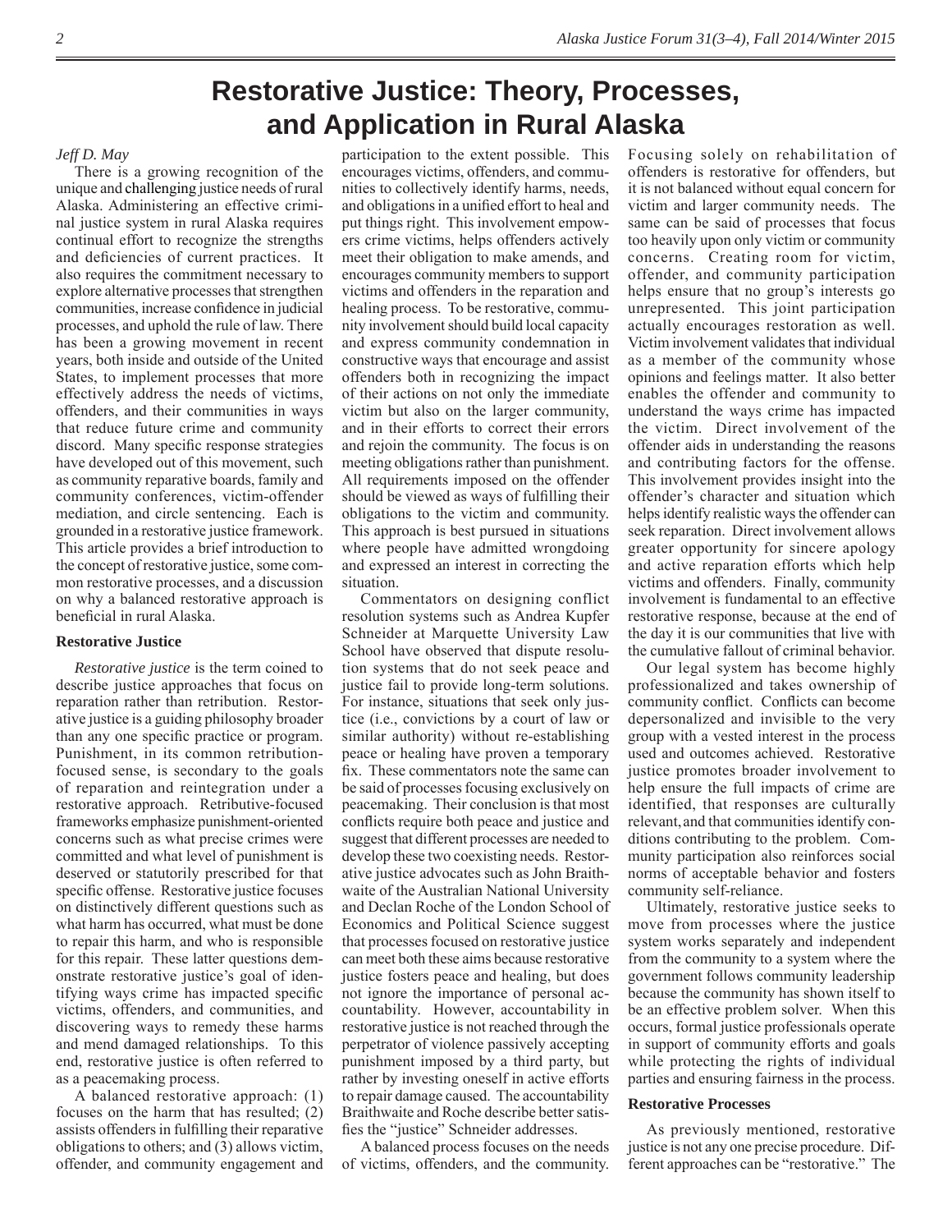# Restorative Justice: Theory, Processes, and Application in Rural Alaska

*Jeff D. May*

There is a growing recognition of the unique and challenging justice needs of rural Alaska. Administering an effective criminal justice system in rural Alaska requires continual effort to recognize the strengths and deficiencies of current practices. It also requires the commitment necessary to explore alternative processes that strengthen communities, increase confidence in judicial processes, and uphold the rule of law. There has been a growing movement in recent years, both inside and outside of the United States, to implement processes that more effectively address the needs of victims, offenders, and their communities in ways that reduce future crime and community discord. Many specific response strategies have developed out of this movement, such as community reparative boards, family and community conferences, victim-offender mediation, and circle sentencing. Each is grounded in a restorative justice framework. This article provides a brief introduction to the concept of restorative justice, some common restorative processes, and a discussion on why a balanced restorative approach is beneficial in rural Alaska.

### Restorative Justice

*Restorative justice* is the term coined to describe justice approaches that focus on reparation rather than retribution. Restorative justice is a guiding philosophy broader than any one specific practice or program. Punishment, in its common retribution-focused sense, is secondary to the goals of reparation and reintegration under a restorative approach. Retributive-focused frameworks emphasize punishment-oriented concerns such as what precise crimes were committed and what level of punishment is deserved or statutorily prescribed for that specific offense. Restorative justice focuses on distinctively different questions such as what harm has occurred, what must be done to repair this harm, and who is responsible for this repair. These latter questions demonstrate restorative justice's goal of identifying ways crime has impacted specific victims, offenders, and communities, and discovering ways to remedy these harms and mend damaged relationships. To this end, restorative justice is often referred to as a peacemaking process.

A balanced restorative approach: (1) focuses on the harm that has resulted; (2) assists offenders in fulfilling their reparative obligations to others; and (3) allows victim, offender, and community engagement and participation to the extent possible. This encourages victims, offenders, and communities to collectively identify harms, needs, and obligations in a unified effort to heal and put things right. This involvement empowers crime victims, helps offenders actively meet their obligation to make amends, and encourages community members to support victims and offenders in the reparation and healing process. To be restorative, community involvement should build local capacity and express community condemnation in constructive ways that encourage and assist offenders both in recognizing the impact of their actions on not only the immediate victim but also on the larger community, and in their efforts to correct their errors and rejoin the community. The focus is on meeting obligations rather than punishment. All requirements imposed on the offender should be viewed as ways of fulfilling their obligations to the victim and community. This approach is best pursued in situations where people have admitted wrongdoing and expressed an interest in correcting the situation.

Commentators on designing conflict resolution systems such as Andrea Kupfer Schneider at Marquette University Law School have observed that dispute resolution systems that do not seek peace and justice fail to provide long-term solutions. For instance, situations that seek only justice (i.e., convictions by a court of law or similar authority) without re-establishing peace or healing have proven a temporary fix. These commentators note the same can be said of processes focusing exclusively on peacemaking. Their conclusion is that most conflicts require both peace and justice and suggest that different processes are needed to develop these two coexisting needs. Restorative justice advocates such as John Braithwaite of the Australian National University and Declan Roche of the London School of Economics and Political Science suggest that processes focused on restorative justice can meet both these aims because restorative justice fosters peace and healing, but does not ignore the importance of personal accountability. However, accountability in restorative justice is not reached through the perpetrator of violence passively accepting punishment imposed by a third party, but rather by investing oneself in active efforts to repair damage caused. The accountability Braithwaite and Roche describe better satisfies the "justice" Schneider addresses.

A balanced process focuses on the needs of victims, offenders, and the community. Focusing solely on rehabilitation of offenders is restorative for offenders, but it is not balanced without equal concern for victim and larger community needs. The same can be said of processes that focus too heavily upon only victim or community concerns. Creating room for victim, offender, and community participation helps ensure that no group's interests go unrepresented. This joint participation actually encourages restoration as well. Victim involvement validates that individual as a member of the community whose opinions and feelings matter. It also better enables the offender and community to understand the ways crime has impacted the victim. Direct involvement of the offender aids in understanding the reasons and contributing factors for the offense. This involvement provides insight into the offender's character and situation which helps identify realistic ways the offender can seek reparation. Direct involvement allows greater opportunity for sincere apology and active reparation efforts which help victims and offenders. Finally, community involvement is fundamental to an effective restorative response, because at the end of the day it is our communities that live with the cumulative fallout of criminal behavior.

Our legal system has become highly professionalized and takes ownership of community conflict. Conflicts can become depersonalized and invisible to the very group with a vested interest in the process used and outcomes achieved. Restorative justice promotes broader involvement to help ensure the full impacts of crime are identified, that responses are culturally relevant, and that communities identify conditions contributing to the problem. Community participation also reinforces social norms of acceptable behavior and fosters community self-reliance.

Ultimately, restorative justice seeks to move from processes where the justice system works separately and independent from the community to a system where the government follows community leadership because the community has shown itself to be an effective problem solver. When this occurs, formal justice professionals operate in support of community efforts and goals while protecting the rights of individual parties and ensuring fairness in the process.

### Restorative Processes

As previously mentioned, restorative justice is not any one precise procedure. Different approaches can be "restorative." The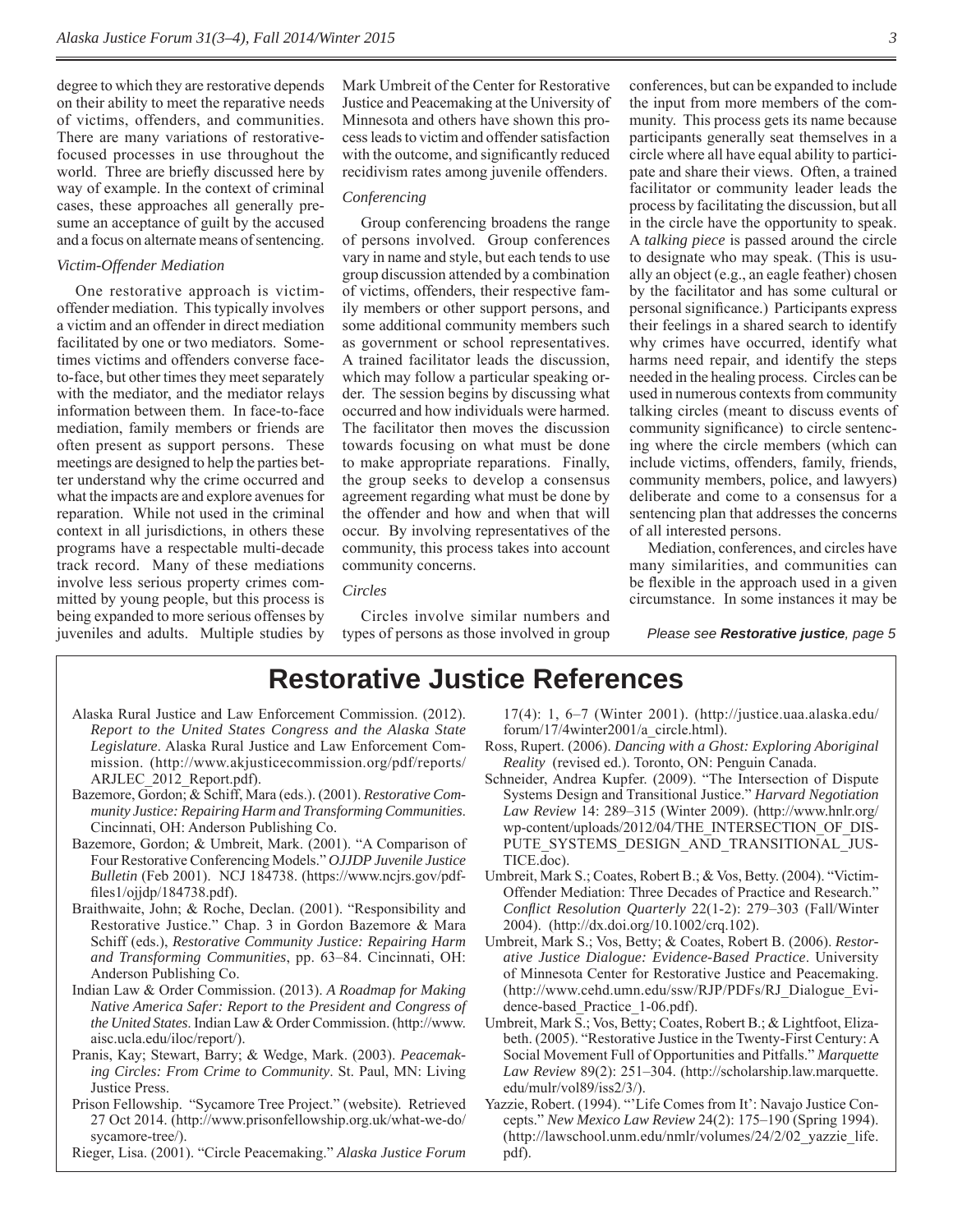degree to which they are restorative depends on their ability to meet the reparative needs of victims, offenders, and communities. There are many variations of restorative-focused processes in use throughout the world. Three are briefly discussed here by way of example. In the context of criminal cases, these approaches all generally presume an acceptance of guilt by the accused and a focus on alternate means of sentencing.

### *Victim-Offender Mediation*

One restorative approach is victim-offender mediation. This typically involves a victim and an offender in direct mediation facilitated by one or two mediators. Sometimes victims and offenders converse face-to-face, but other times they meet separately with the mediator, and the mediator relays information between them. In face-to-face mediation, family members or friends are often present as support persons. These meetings are designed to help the parties better understand why the crime occurred and what the impacts are and explore avenues for reparation. While not used in the criminal context in all jurisdictions, in others these programs have a respectable multi-decade track record. Many of these mediations involve less serious property crimes committed by young people, but this process is being expanded to more serious offenses by juveniles and adults. Multiple studies by Mark Umbreit of the Center for Restorative Justice and Peacemaking at the University of Minnesota and others have shown this process leads to victim and offender satisfaction with the outcome, and significantly reduced recidivism rates among juvenile offenders.

### *Conferencing*

Group conferencing broadens the range of persons involved. Group conferences vary in name and style, but each tends to use group discussion attended by a combination of victims, offenders, their respective family members or other support persons, and some additional community members such as government or school representatives. A trained facilitator leads the discussion, which may follow a particular speaking order. The session begins by discussing what occurred and how individuals were harmed. The facilitator then moves the discussion towards focusing on what must be done to make appropriate reparations. Finally, the group seeks to develop a consensus agreement regarding what must be done by the offender and how and when that will occur. By involving representatives of the community, this process takes into account community concerns.

### *Circles*

Circles involve similar numbers and types of persons as those involved in group conferences, but can be expanded to include the input from more members of the community. This process gets its name because participants generally seat themselves in a circle where all have equal ability to participate and share their views. Often, a trained facilitator or community leader leads the process by facilitating the discussion, but all in the circle have the opportunity to speak. A *talking piece* is passed around the circle to designate who may speak. (This is usually an object (e.g., an eagle feather) chosen by the facilitator and has some cultural or personal significance.) Participants express their feelings in a shared search to identify why crimes have occurred, identify what harms need repair, and identify the steps needed in the healing process. Circles can be used in numerous contexts from community talking circles (meant to discuss events of community significance) to circle sentencing where the circle members (which can include victims, offenders, family, friends, community members, police, and lawyers) deliberate and come to a consensus for a sentencing plan that addresses the concerns of all interested persons.

Mediation, conferences, and circles have many similarities, and communities can be flexible in the approach used in a given circumstance. In some instances it may be

*Please see **Restorative justice**, page 5*

## Restorative Justice References

Alaska Rural Justice and Law Enforcement Commission. (2012). *Report to the United States Congress and the Alaska State Legislature*. Alaska Rural Justice and Law Enforcement Commission. (http://www.akjusticecommission.org/pdf/reports/ARJLEC_2012_Report.pdf).

Bazemore, Gordon; & Schiff, Mara (eds.). (2001). *Restorative Community Justice: Repairing Harm and Transforming Communities*. Cincinnati, OH: Anderson Publishing Co.

Bazemore, Gordon; & Umbreit, Mark. (2001). "A Comparison of Four Restorative Conferencing Models." *OJJDP Juvenile Justice Bulletin* (Feb 2001). NCJ 184738. (https://www.ncjrs.gov/pdffiles1/ojjdp/184738.pdf).

Braithwaite, John; & Roche, Declan. (2001). "Responsibility and Restorative Justice." Chap. 3 in Gordon Bazemore & Mara Schiff (eds.), *Restorative Community Justice: Repairing Harm and Transforming Communities*, pp. 63–84. Cincinnati, OH: Anderson Publishing Co.

Indian Law & Order Commission. (2013). *A Roadmap for Making Native America Safer: Report to the President and Congress of the United States*. Indian Law & Order Commission. (http://www.aisc.ucla.edu/iloc/report/).

Pranis, Kay; Stewart, Barry; & Wedge, Mark. (2003). *Peacemaking Circles: From Crime to Community*. St. Paul, MN: Living Justice Press.

Prison Fellowship. "Sycamore Tree Project." (website). Retrieved 27 Oct 2014. (http://www.prisonfellowship.org.uk/what-we-do/sycamore-tree/).

Rieger, Lisa. (2001). "Circle Peacemaking." *Alaska Justice Forum* 17(4): 1, 6–7 (Winter 2001). (http://justice.uaa.alaska.edu/forum/17/4winter2001/a_circle.html).

Ross, Rupert. (2006). *Dancing with a Ghost: Exploring Aboriginal Reality* (revised ed.). Toronto, ON: Penguin Canada.

Schneider, Andrea Kupfer. (2009). "The Intersection of Dispute Systems Design and Transitional Justice." *Harvard Negotiation Law Review* 14: 289–315 (Winter 2009). (http://www.hnlr.org/wp-content/uploads/2012/04/THE_INTERSECTION_OF_DISPUTE_SYSTEMS_DESIGN_AND_TRANSITIONAL_JUSTICE.doc).

Umbreit, Mark S.; Coates, Robert B.; & Vos, Betty. (2004). "Victim-Offender Mediation: Three Decades of Practice and Research." *Conflict Resolution Quarterly* 22(1-2): 279–303 (Fall/Winter 2004). (http://dx.doi.org/10.1002/crq.102).

Umbreit, Mark S.; Vos, Betty; & Coates, Robert B. (2006). *Restorative Justice Dialogue: Evidence-Based Practice*. University of Minnesota Center for Restorative Justice and Peacemaking. (http://www.cehd.umn.edu/ssw/RJP/PDFs/RJ_Dialogue_Evidence-based_Practice_1-06.pdf).

Umbreit, Mark S.; Vos, Betty; Coates, Robert B.; & Lightfoot, Elizabeth. (2005). "Restorative Justice in the Twenty-First Century: A Social Movement Full of Opportunities and Pitfalls." *Marquette Law Review* 89(2): 251–304. (http://scholarship.law.marquette.edu/mulr/vol89/iss2/3/).

Yazzie, Robert. (1994). "'Life Comes from It': Navajo Justice Concepts." *New Mexico Law Review* 24(2): 175–190 (Spring 1994). (http://lawschool.unm.edu/nmlr/volumes/24/2/02_yazzie_life.pdf).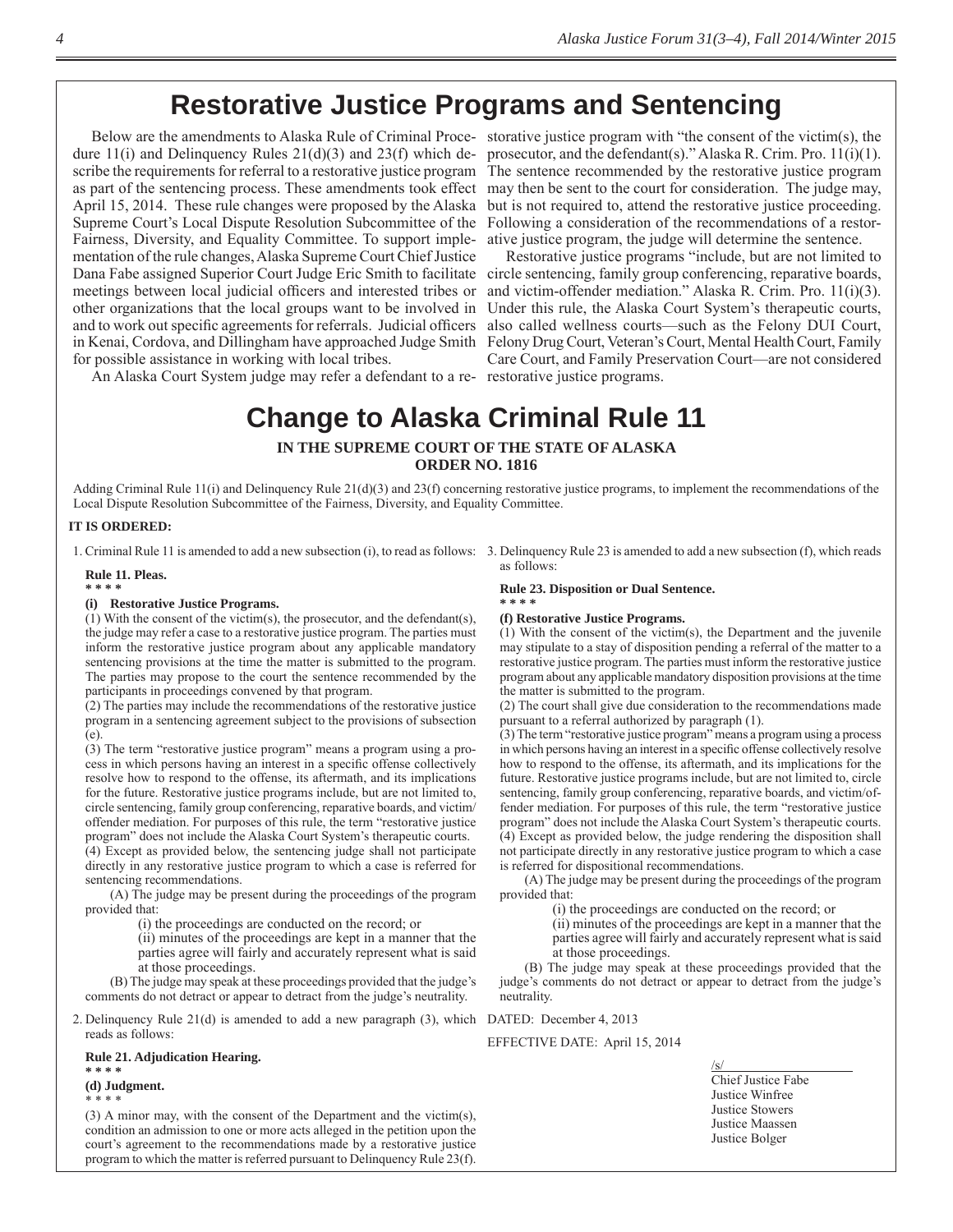# Restorative Justice Programs and Sentencing

Below are the amendments to Alaska Rule of Criminal Procedure 11(i) and Delinquency Rules 21(d)(3) and 23(f) which describe the requirements for referral to a restorative justice program as part of the sentencing process. These amendments took effect April 15, 2014. These rule changes were proposed by the Alaska Supreme Court's Local Dispute Resolution Subcommittee of the Fairness, Diversity, and Equality Committee. To support implementation of the rule changes, Alaska Supreme Court Chief Justice Dana Fabe assigned Superior Court Judge Eric Smith to facilitate meetings between local judicial officers and interested tribes or other organizations that the local groups want to be involved in and to work out specific agreements for referrals. Judicial officers in Kenai, Cordova, and Dillingham have approached Judge Smith for possible assistance in working with local tribes.

An Alaska Court System judge may refer a defendant to a restorative justice program with "the consent of the victim(s), the prosecutor, and the defendant(s)." Alaska R. Crim. Pro. 11(i)(1). The sentence recommended by the restorative justice program may then be sent to the court for consideration. The judge may, but is not required to, attend the restorative justice proceeding. Following a consideration of the recommendations of a restorative justice program, the judge will determine the sentence.

Restorative justice programs "include, but are not limited to circle sentencing, family group conferencing, reparative boards, and victim-offender mediation." Alaska R. Crim. Pro. 11(i)(3). Under this rule, the Alaska Court System's therapeutic courts, also called wellness courts—such as the Felony DUI Court, Felony Drug Court, Veteran's Court, Mental Health Court, Family Care Court, and Family Preservation Court—are not considered restorative justice programs.

# Change to Alaska Criminal Rule 11

**IN THE SUPREME COURT OF THE STATE OF ALASKA**
**ORDER NO. 1816**

Adding Criminal Rule 11(i) and Delinquency Rule 21(d)(3) and 23(f) concerning restorative justice programs, to implement the recommendations of the Local Dispute Resolution Subcommittee of the Fairness, Diversity, and Equality Committee.

**IT IS ORDERED:**

1. Criminal Rule 11 is amended to add a new subsection (i), to read as follows:

**Rule 11. Pleas.**
**\* \* \* \***

**(i) Restorative Justice Programs.**

(1) With the consent of the victim(s), the prosecutor, and the defendant(s), the judge may refer a case to a restorative justice program. The parties must inform the restorative justice program about any applicable mandatory sentencing provisions at the time the matter is submitted to the program. The parties may propose to the court the sentence recommended by the participants in proceedings convened by that program.

(2) The parties may include the recommendations of the restorative justice program in a sentencing agreement subject to the provisions of subsection (e).

(3) The term "restorative justice program" means a program using a process in which persons having an interest in a specific offense collectively resolve how to respond to the offense, its aftermath, and its implications for the future. Restorative justice programs include, but are not limited to, circle sentencing, family group conferencing, reparative boards, and victim/offender mediation. For purposes of this rule, the term "restorative justice program" does not include the Alaska Court System's therapeutic courts.

(4) Except as provided below, the sentencing judge shall not participate directly in any restorative justice program to which a case is referred for sentencing recommendations.

(A) The judge may be present during the proceedings of the program provided that:

(i) the proceedings are conducted on the record; or

(ii) minutes of the proceedings are kept in a manner that the parties agree will fairly and accurately represent what is said at those proceedings.

(B) The judge may speak at these proceedings provided that the judge's comments do not detract or appear to detract from the judge's neutrality.

2. Delinquency Rule 21(d) is amended to add a new paragraph (3), which reads as follows:

**Rule 21. Adjudication Hearing.**
**\* \* \* \***

**(d) Judgment.**
\* \* \* \*

(3) A minor may, with the consent of the Department and the victim(s), condition an admission to one or more acts alleged in the petition upon the court's agreement to the recommendations made by a restorative justice program to which the matter is referred pursuant to Delinquency Rule 23(f).

3. Delinquency Rule 23 is amended to add a new subsection (f), which reads as follows:

**Rule 23. Disposition or Dual Sentence.**
**\* \* \* \***

**(f) Restorative Justice Programs.**

(1) With the consent of the victim(s), the Department and the juvenile may stipulate to a stay of disposition pending a referral of the matter to a restorative justice program. The parties must inform the restorative justice program about any applicable mandatory disposition provisions at the time the matter is submitted to the program.

(2) The court shall give due consideration to the recommendations made pursuant to a referral authorized by paragraph (1).

(3) The term "restorative justice program" means a program using a process in which persons having an interest in a specific offense collectively resolve how to respond to the offense, its aftermath, and its implications for the future. Restorative justice programs include, but are not limited to, circle sentencing, family group conferencing, reparative boards, and victim/offender mediation. For purposes of this rule, the term "restorative justice program" does not include the Alaska Court System's therapeutic courts.

(4) Except as provided below, the judge rendering the disposition shall not participate directly in any restorative justice program to which a case is referred for dispositional recommendations.

(A) The judge may be present during the proceedings of the program provided that:

(i) the proceedings are conducted on the record; or

(ii) minutes of the proceedings are kept in a manner that the parties agree will fairly and accurately represent what is said at those proceedings.

(B) The judge may speak at these proceedings provided that the judge's comments do not detract or appear to detract from the judge's neutrality.

DATED: December 4, 2013

EFFECTIVE DATE: April 15, 2014

/s/
Chief Justice Fabe
Justice Winfree
Justice Stowers
Justice Maassen
Justice Bolger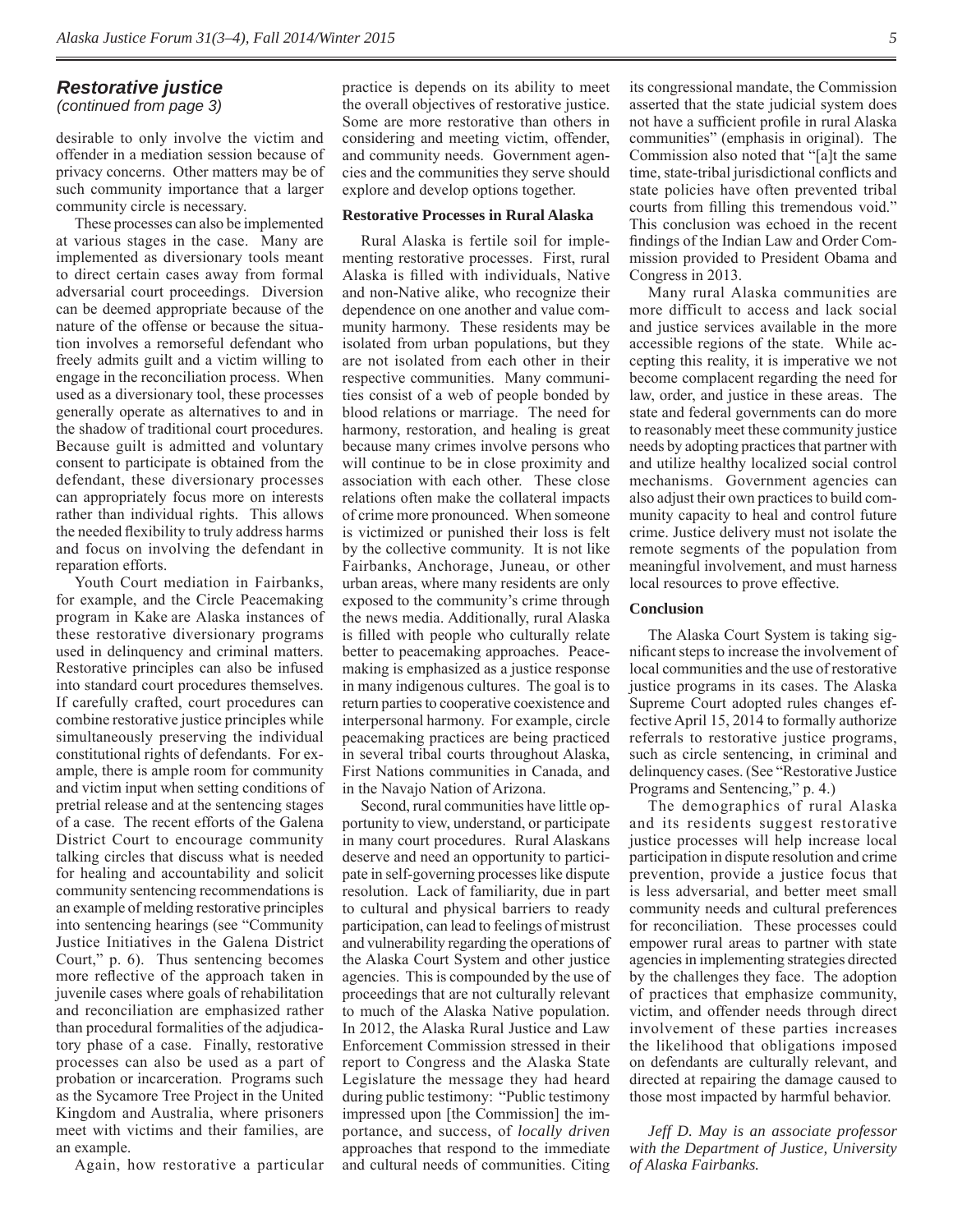## *Restorative justice*

*(continued from page 3)*

desirable to only involve the victim and offender in a mediation session because of privacy concerns. Other matters may be of such community importance that a larger community circle is necessary.

These processes can also be implemented at various stages in the case. Many are implemented as diversionary tools meant to direct certain cases away from formal adversarial court proceedings. Diversion can be deemed appropriate because of the nature of the offense or because the situation involves a remorseful defendant who freely admits guilt and a victim willing to engage in the reconciliation process. When used as a diversionary tool, these processes generally operate as alternatives to and in the shadow of traditional court procedures. Because guilt is admitted and voluntary consent to participate is obtained from the defendant, these diversionary processes can appropriately focus more on interests rather than individual rights. This allows the needed flexibility to truly address harms and focus on involving the defendant in reparation efforts.

Youth Court mediation in Fairbanks, for example, and the Circle Peacemaking program in Kake are Alaska instances of these restorative diversionary programs used in delinquency and criminal matters. Restorative principles can also be infused into standard court procedures themselves. If carefully crafted, court procedures can combine restorative justice principles while simultaneously preserving the individual constitutional rights of defendants. For example, there is ample room for community and victim input when setting conditions of pretrial release and at the sentencing stages of a case. The recent efforts of the Galena District Court to encourage community talking circles that discuss what is needed for healing and accountability and solicit community sentencing recommendations is an example of melding restorative principles into sentencing hearings (see "Community Justice Initiatives in the Galena District Court," p. 6). Thus sentencing becomes more reflective of the approach taken in juvenile cases where goals of rehabilitation and reconciliation are emphasized rather than procedural formalities of the adjudicatory phase of a case. Finally, restorative processes can also be used as a part of probation or incarceration. Programs such as the Sycamore Tree Project in the United Kingdom and Australia, where prisoners meet with victims and their families, are an example.

Again, how restorative a particular practice is depends on its ability to meet the overall objectives of restorative justice. Some are more restorative than others in considering and meeting victim, offender, and community needs. Government agencies and the communities they serve should explore and develop options together.

### Restorative Processes in Rural Alaska

Rural Alaska is fertile soil for implementing restorative processes. First, rural Alaska is filled with individuals, Native and non-Native alike, who recognize their dependence on one another and value community harmony. These residents may be isolated from urban populations, but they are not isolated from each other in their respective communities. Many communities consist of a web of people bonded by blood relations or marriage. The need for harmony, restoration, and healing is great because many crimes involve persons who will continue to be in close proximity and association with each other. These close relations often make the collateral impacts of crime more pronounced. When someone is victimized or punished their loss is felt by the collective community. It is not like Fairbanks, Anchorage, Juneau, or other urban areas, where many residents are only exposed to the community's crime through the news media. Additionally, rural Alaska is filled with people who culturally relate better to peacemaking approaches. Peacemaking is emphasized as a justice response in many indigenous cultures. The goal is to return parties to cooperative coexistence and interpersonal harmony. For example, circle peacemaking practices are being practiced in several tribal courts throughout Alaska, First Nations communities in Canada, and in the Navajo Nation of Arizona.

Second, rural communities have little opportunity to view, understand, or participate in many court procedures. Rural Alaskans deserve and need an opportunity to participate in self-governing processes like dispute resolution. Lack of familiarity, due in part to cultural and physical barriers to ready participation, can lead to feelings of mistrust and vulnerability regarding the operations of the Alaska Court System and other justice agencies. This is compounded by the use of proceedings that are not culturally relevant to much of the Alaska Native population. In 2012, the Alaska Rural Justice and Law Enforcement Commission stressed in their report to Congress and the Alaska State Legislature the message they had heard during public testimony: "Public testimony impressed upon [the Commission] the importance, and success, of *locally driven* approaches that respond to the immediate and cultural needs of communities. Citing its congressional mandate, the Commission asserted that the state judicial system does not have a sufficient profile in rural Alaska communities" (emphasis in original). The Commission also noted that "[a]t the same time, state-tribal jurisdictional conflicts and state policies have often prevented tribal courts from filling this tremendous void." This conclusion was echoed in the recent findings of the Indian Law and Order Commission provided to President Obama and Congress in 2013.

Many rural Alaska communities are more difficult to access and lack social and justice services available in the more accessible regions of the state. While accepting this reality, it is imperative we not become complacent regarding the need for law, order, and justice in these areas. The state and federal governments can do more to reasonably meet these community justice needs by adopting practices that partner with and utilize healthy localized social control mechanisms. Government agencies can also adjust their own practices to build community capacity to heal and control future crime. Justice delivery must not isolate the remote segments of the population from meaningful involvement, and must harness local resources to prove effective.

### Conclusion

The Alaska Court System is taking significant steps to increase the involvement of local communities and the use of restorative justice programs in its cases. The Alaska Supreme Court adopted rules changes effective April 15, 2014 to formally authorize referrals to restorative justice programs, such as circle sentencing, in criminal and delinquency cases. (See "Restorative Justice Programs and Sentencing," p. 4.)

The demographics of rural Alaska and its residents suggest restorative justice processes will help increase local participation in dispute resolution and crime prevention, provide a justice focus that is less adversarial, and better meet small community needs and cultural preferences for reconciliation. These processes could empower rural areas to partner with state agencies in implementing strategies directed by the challenges they face. The adoption of practices that emphasize community, victim, and offender needs through direct involvement of these parties increases the likelihood that obligations imposed on defendants are culturally relevant, and directed at repairing the damage caused to those most impacted by harmful behavior.

***Jeff D. May** is an associate professor with the Department of Justice, University of Alaska Fairbanks.*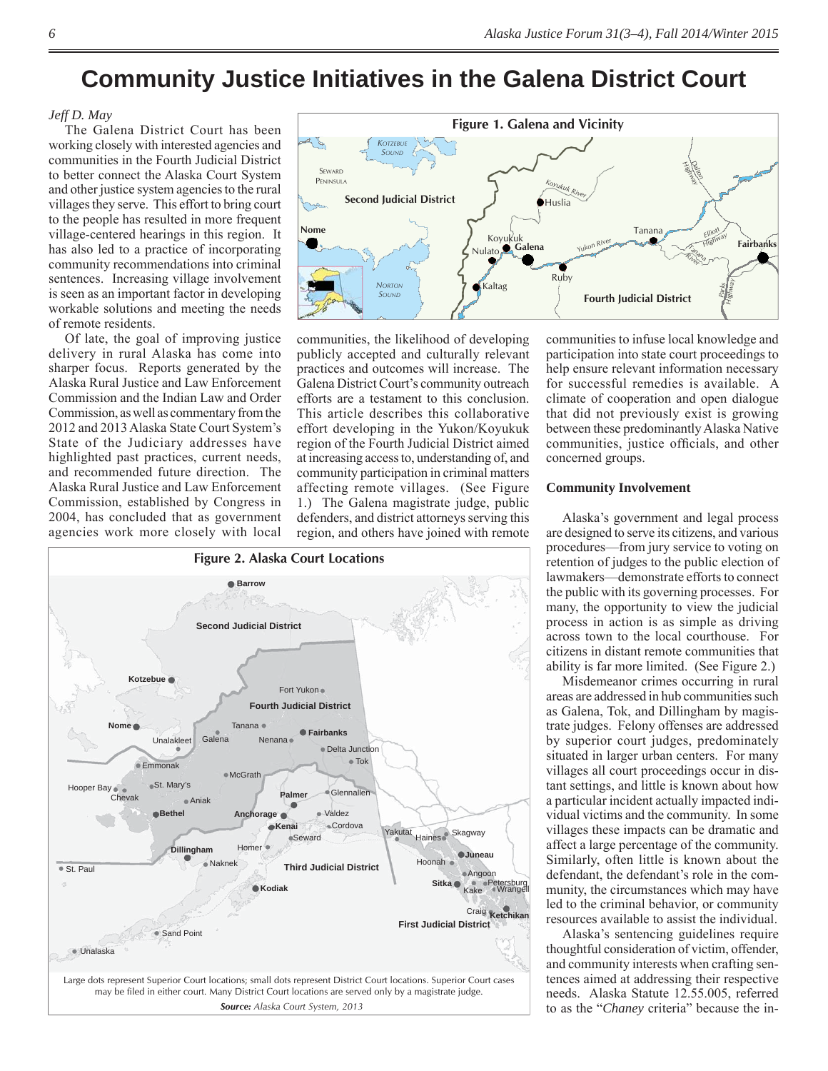# Community Justice Initiatives in the Galena District Court

*Jeff D. May*

The Galena District Court has been working closely with interested agencies and communities in the Fourth Judicial District to better connect the Alaska Court System and other justice system agencies to the rural villages they serve. This effort to bring court to the people has resulted in more frequent village-centered hearings in this region. It has also led to a practice of incorporating community recommendations into criminal sentences. Increasing village involvement is seen as an important factor in developing workable solutions and meeting the needs of remote residents.

Of late, the goal of improving justice delivery in rural Alaska has come into sharper focus. Reports generated by the Alaska Rural Justice and Law Enforcement Commission and the Indian Law and Order Commission, as well as commentary from the 2012 and 2013 Alaska State Court System's State of the Judiciary addresses have highlighted past practices, current needs, and recommended future direction. The Alaska Rural Justice and Law Enforcement Commission, established by Congress in 2004, has concluded that as government agencies work more closely with local communities, the likelihood of developing publicly accepted and culturally relevant practices and outcomes will increase. The Galena District Court's community outreach efforts are a testament to this conclusion. This article describes this collaborative effort developing in the Yukon/Koyukuk region of the Fourth Judicial District aimed at increasing access to, understanding of, and community participation in criminal matters affecting remote villages. (See Figure 1.) The Galena magistrate judge, public defenders, and district attorneys serving this region, and others have joined with remote communities to infuse local knowledge and participation into state court proceedings to help ensure relevant information necessary for successful remedies is available. A climate of cooperation and open dialogue that did not previously exist is growing between these predominantly Alaska Native communities, justice officials, and other concerned groups.

**Figure 1. Galena and Vicinity**

**Figure 2. Alaska Court Locations**

Large dots represent Superior Court locations; small dots represent District Court locations. Superior Court cases may be filed in either court. Many District Court locations are served only by a magistrate judge.

***Source:*** *Alaska Court System, 2013*

### Community Involvement

Alaska's government and legal process are designed to serve its citizens, and various procedures—from jury service to voting on retention of judges to the public election of lawmakers—demonstrate efforts to connect the public with its governing processes. For many, the opportunity to view the judicial process in action is as simple as driving across town to the local courthouse. For citizens in distant remote communities that ability is far more limited. (See Figure 2.)

Misdemeanor crimes occurring in rural areas are addressed in hub communities such as Galena, Tok, and Dillingham by magistrate judges. Felony offenses are addressed by superior court judges, predominately situated in larger urban centers. For many villages all court proceedings occur in distant settings, and little is known about how a particular incident actually impacted individual victims and the community. In some villages these impacts can be dramatic and affect a large percentage of the community. Similarly, often little is known about the defendant, the defendant's role in the community, the circumstances which may have led to the criminal behavior, or community resources available to assist the individual.

Alaska's sentencing guidelines require thoughtful consideration of victim, offender, and community interests when crafting sentences aimed at addressing their respective needs. Alaska Statute 12.55.005, referred to as the "*Chaney* criteria" because the in-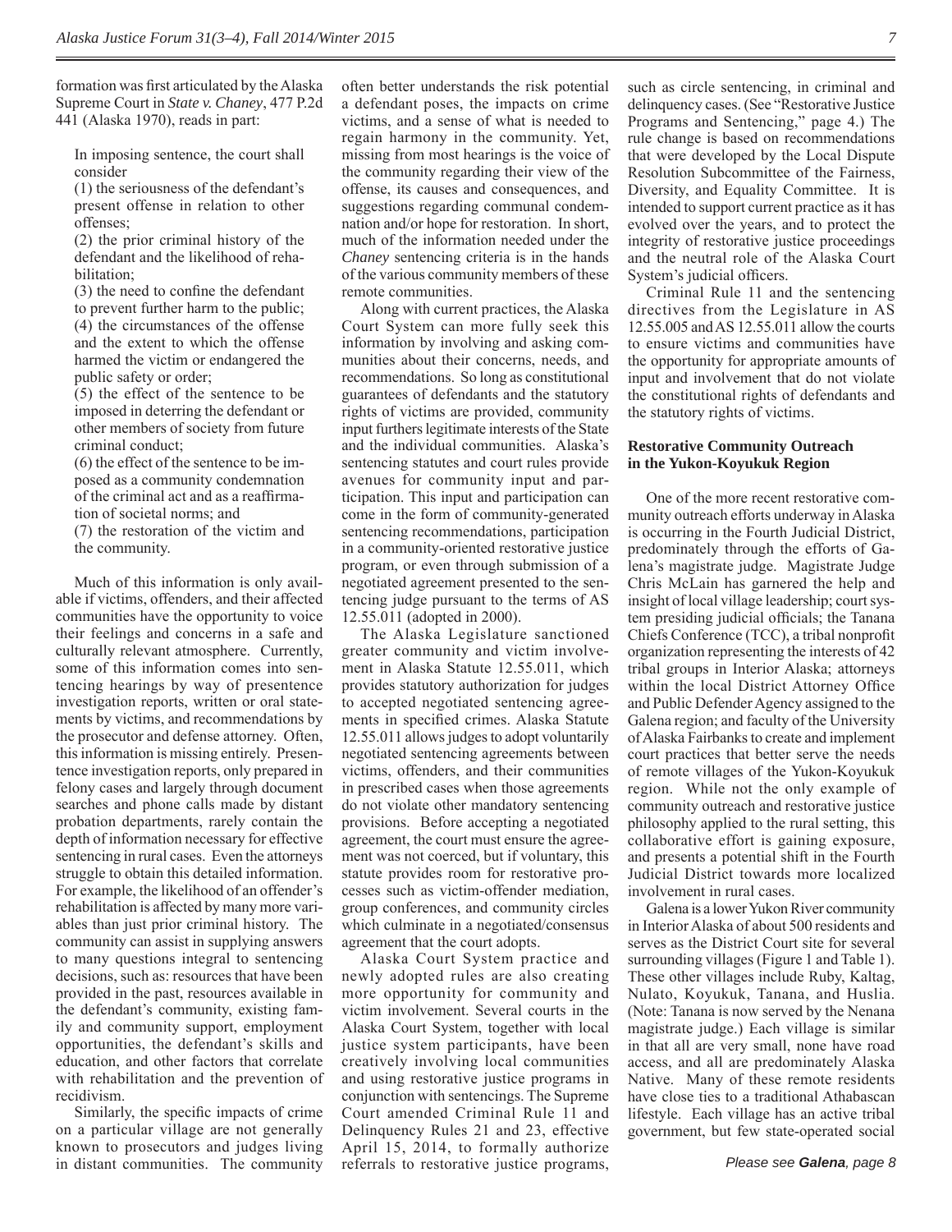formation was first articulated by the Alaska Supreme Court in *State v. Chaney*, 477 P.2d 441 (Alaska 1970), reads in part:

> In imposing sentence, the court shall consider
> (1) the seriousness of the defendant's present offense in relation to other offenses;
> (2) the prior criminal history of the defendant and the likelihood of rehabilitation;
> (3) the need to confine the defendant to prevent further harm to the public;
> (4) the circumstances of the offense and the extent to which the offense harmed the victim or endangered the public safety or order;
> (5) the effect of the sentence to be imposed in deterring the defendant or other members of society from future criminal conduct;
> (6) the effect of the sentence to be imposed as a community condemnation of the criminal act and as a reaffirmation of societal norms; and
> (7) the restoration of the victim and the community.

Much of this information is only available if victims, offenders, and their affected communities have the opportunity to voice their feelings and concerns in a safe and culturally relevant atmosphere. Currently, some of this information comes into sentencing hearings by way of presentence investigation reports, written or oral statements by victims, and recommendations by the prosecutor and defense attorney. Often, this information is missing entirely. Presentence investigation reports, only prepared in felony cases and largely through document searches and phone calls made by distant probation departments, rarely contain the depth of information necessary for effective sentencing in rural cases. Even the attorneys struggle to obtain this detailed information. For example, the likelihood of an offender's rehabilitation is affected by many more variables than just prior criminal history. The community can assist in supplying answers to many questions integral to sentencing decisions, such as: resources that have been provided in the past, resources available in the defendant's community, existing family and community support, employment opportunities, the defendant's skills and education, and other factors that correlate with rehabilitation and the prevention of recidivism.

Similarly, the specific impacts of crime on a particular village are not generally known to prosecutors and judges living in distant communities. The community often better understands the risk potential a defendant poses, the impacts on crime victims, and a sense of what is needed to regain harmony in the community. Yet, missing from most hearings is the voice of the community regarding their view of the offense, its causes and consequences, and suggestions regarding communal condemnation and/or hope for restoration. In short, much of the information needed under the *Chaney* sentencing criteria is in the hands of the various community members of these remote communities.

Along with current practices, the Alaska Court System can more fully seek this information by involving and asking communities about their concerns, needs, and recommendations. So long as constitutional guarantees of defendants and the statutory rights of victims are provided, community input furthers legitimate interests of the State and the individual communities. Alaska's sentencing statutes and court rules provide avenues for community input and participation. This input and participation can come in the form of community-generated sentencing recommendations, participation in a community-oriented restorative justice program, or even through submission of a negotiated agreement presented to the sentencing judge pursuant to the terms of AS 12.55.011 (adopted in 2000).

The Alaska Legislature sanctioned greater community and victim involvement in Alaska Statute 12.55.011, which provides statutory authorization for judges to accepted negotiated sentencing agreements in specified crimes. Alaska Statute 12.55.011 allows judges to adopt voluntarily negotiated sentencing agreements between victims, offenders, and their communities in prescribed cases when those agreements do not violate other mandatory sentencing provisions. Before accepting a negotiated agreement, the court must ensure the agreement was not coerced, but if voluntary, this statute provides room for restorative processes such as victim-offender mediation, group conferences, and community circles which culminate in a negotiated/consensus agreement that the court adopts.

Alaska Court System practice and newly adopted rules are also creating more opportunity for community and victim involvement. Several courts in the Alaska Court System, together with local justice system participants, have been creatively involving local communities and using restorative justice programs in conjunction with sentencings. The Supreme Court amended Criminal Rule 11 and Delinquency Rules 21 and 23, effective April 15, 2014, to formally authorize referrals to restorative justice programs, such as circle sentencing, in criminal and delinquency cases. (See "Restorative Justice Programs and Sentencing," page 4.) The rule change is based on recommendations that were developed by the Local Dispute Resolution Subcommittee of the Fairness, Diversity, and Equality Committee. It is intended to support current practice as it has evolved over the years, and to protect the integrity of restorative justice proceedings and the neutral role of the Alaska Court System's judicial officers.

Criminal Rule 11 and the sentencing directives from the Legislature in AS 12.55.005 and AS 12.55.011 allow the courts to ensure victims and communities have the opportunity for appropriate amounts of input and involvement that do not violate the constitutional rights of defendants and the statutory rights of victims.

### Restorative Community Outreach in the Yukon-Koyukuk Region

One of the more recent restorative community outreach efforts underway in Alaska is occurring in the Fourth Judicial District, predominately through the efforts of Galena's magistrate judge. Magistrate Judge Chris McLain has garnered the help and insight of local village leadership; court system presiding judicial officials; the Tanana Chiefs Conference (TCC), a tribal nonprofit organization representing the interests of 42 tribal groups in Interior Alaska; attorneys within the local District Attorney Office and Public Defender Agency assigned to the Galena region; and faculty of the University of Alaska Fairbanks to create and implement court practices that better serve the needs of remote villages of the Yukon-Koyukuk region. While not the only example of community outreach and restorative justice philosophy applied to the rural setting, this collaborative effort is gaining exposure, and presents a potential shift in the Fourth Judicial District towards more localized involvement in rural cases.

Galena is a lower Yukon River community in Interior Alaska of about 500 residents and serves as the District Court site for several surrounding villages (Figure 1 and Table 1). These other villages include Ruby, Kaltag, Nulato, Koyukuk, Tanana, and Huslia. (Note: Tanana is now served by the Nenana magistrate judge.) Each village is similar in that all are very small, none have road access, and all are predominately Alaska Native. Many of these remote residents have close ties to a traditional Athabascan lifestyle. Each village has an active tribal government, but few state-operated social

*Please see **Galena**, page 8*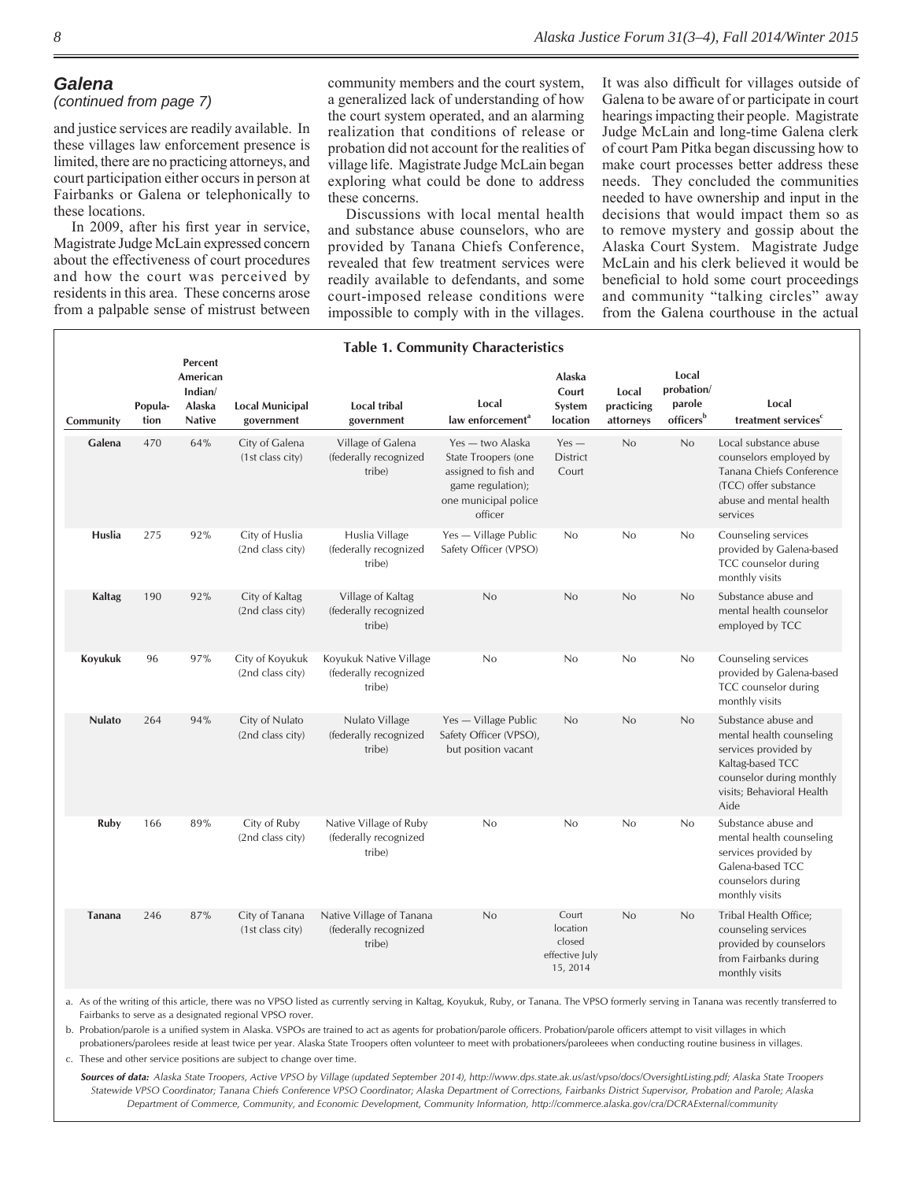## Galena

*(continued from page 7)*

and justice services are readily available. In these villages law enforcement presence is limited, there are no practicing attorneys, and court participation either occurs in person at Fairbanks or Galena or telephonically to these locations.

In 2009, after his first year in service, Magistrate Judge McLain expressed concern about the effectiveness of court procedures and how the court was perceived by residents in this area. These concerns arose from a palpable sense of mistrust between community members and the court system, a generalized lack of understanding of how the court system operated, and an alarming realization that conditions of release or probation did not account for the realities of village life. Magistrate Judge McLain began exploring what could be done to address these concerns.

Discussions with local mental health and substance abuse counselors, who are provided by Tanana Chiefs Conference, revealed that few treatment services were readily available to defendants, and some court-imposed release conditions were impossible to comply with in the villages. It was also difficult for villages outside of Galena to be aware of or participate in court hearings impacting their people. Magistrate Judge McLain and long-time Galena clerk of court Pam Pitka began discussing how to make court processes better address these needs. They concluded the communities needed to have ownership and input in the decisions that would impact them so as to remove mystery and gossip about the Alaska Court System. Magistrate Judge McLain and his clerk believed it would be beneficial to hold some court proceedings and community "talking circles" away from the Galena courthouse in the actual

**Table 1. Community Characteristics**

| Community | Population | Percent American Indian/ Alaska Native | Local Municipal government | Local tribal government | Local law enforcement[a] | Alaska Court System location | Local practicing attorneys | Local probation/ parole officers[b] | Local treatment services[c] |
|---|---|---|---|---|---|---|---|---|---|
| Galena | 470 | 64% | City of Galena (1st class city) | Village of Galena (federally recognized tribe) | Yes — two Alaska State Troopers (one assigned to fish and game regulation); one municipal police officer | Yes — District Court | No | No | Local substance abuse counselors employed by Tanana Chiefs Conference (TCC) offer substance abuse and mental health services |
| Huslia | 275 | 92% | City of Huslia (2nd class city) | Huslia Village (federally recognized tribe) | Yes — Village Public Safety Officer (VPSO) | No | No | No | Counseling services provided by Galena-based TCC counselor during monthly visits |
| Kaltag | 190 | 92% | City of Kaltag (2nd class city) | Village of Kaltag (federally recognized tribe) | No | No | No | No | Substance abuse and mental health counselor employed by TCC |
| Koyukuk | 96 | 97% | City of Koyukuk (2nd class city) | Koyukuk Native Village (federally recognized tribe) | No | No | No | No | Counseling services provided by Galena-based TCC counselor during monthly visits |
| Nulato | 264 | 94% | City of Nulato (2nd class city) | Nulato Village (federally recognized tribe) | Yes — Village Public Safety Officer (VPSO), but position vacant | No | No | No | Substance abuse and mental health counseling services provided by Kaltag-based TCC counselor during monthly visits; Behavioral Health Aide |
| Ruby | 166 | 89% | City of Ruby (2nd class city) | Native Village of Ruby (federally recognized tribe) | No | No | No | No | Substance abuse and mental health counseling services provided by Galena-based TCC counselors during monthly visits |
| Tanana | 246 | 87% | City of Tanana (1st class city) | Native Village of Tanana (federally recognized tribe) | No | Court location closed effective July 15, 2014 | No | No | Tribal Health Office; counseling services provided by counselors from Fairbanks during monthly visits |

a. As of the writing of this article, there was no VPSO listed as currently serving in Kaltag, Koyukuk, Ruby, or Tanana. The VPSO formerly serving in Tanana was recently transferred to Fairbanks to serve as a designated regional VPSO rover.

b. Probation/parole is a unified system in Alaska. VSPOs are trained to act as agents for probation/parole officers. Probation/parole officers attempt to visit villages in which probationers/parolees reside at least twice per year. Alaska State Troopers often volunteer to meet with probationers/paroleees when conducting routine business in villages.

c. These and other service positions are subject to change over time.

***Sources of data:*** *Alaska State Troopers, Active VPSO by Village (updated September 2014), http://www.dps.state.ak.us/ast/vpso/docs/OversightListing.pdf; Alaska State Troopers Statewide VPSO Coordinator; Tanana Chiefs Conference VPSO Coordinator; Alaska Department of Corrections, Fairbanks District Supervisor, Probation and Parole; Alaska Department of Commerce, Community, and Economic Development, Community Information, http://commerce.alaska.gov/cra/DCRAExternal/community*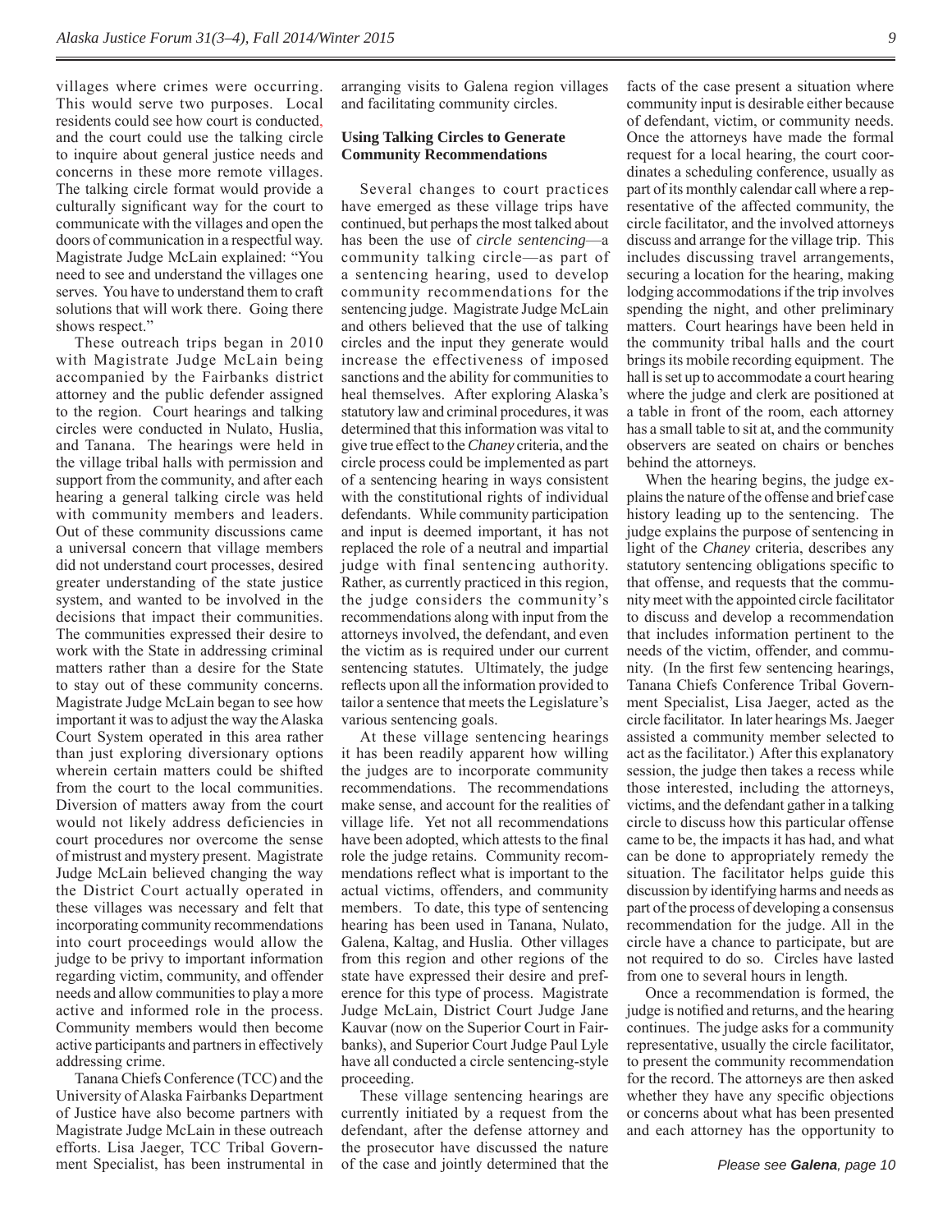villages where crimes were occurring. This would serve two purposes. Local residents could see how court is conducted, and the court could use the talking circle to inquire about general justice needs and concerns in these more remote villages. The talking circle format would provide a culturally significant way for the court to communicate with the villages and open the doors of communication in a respectful way. Magistrate Judge McLain explained: "You need to see and understand the villages one serves. You have to understand them to craft solutions that will work there. Going there shows respect."

These outreach trips began in 2010 with Magistrate Judge McLain being accompanied by the Fairbanks district attorney and the public defender assigned to the region. Court hearings and talking circles were conducted in Nulato, Huslia, and Tanana. The hearings were held in the village tribal halls with permission and support from the community, and after each hearing a general talking circle was held with community members and leaders. Out of these community discussions came a universal concern that village members did not understand court processes, desired greater understanding of the state justice system, and wanted to be involved in the decisions that impact their communities. The communities expressed their desire to work with the State in addressing criminal matters rather than a desire for the State to stay out of these community concerns. Magistrate Judge McLain began to see how important it was to adjust the way the Alaska Court System operated in this area rather than just exploring diversionary options wherein certain matters could be shifted from the court to the local communities. Diversion of matters away from the court would not likely address deficiencies in court procedures nor overcome the sense of mistrust and mystery present. Magistrate Judge McLain believed changing the way the District Court actually operated in these villages was necessary and felt that incorporating community recommendations into court proceedings would allow the judge to be privy to important information regarding victim, community, and offender needs and allow communities to play a more active and informed role in the process. Community members would then become active participants and partners in effectively addressing crime.

Tanana Chiefs Conference (TCC) and the University of Alaska Fairbanks Department of Justice have also become partners with Magistrate Judge McLain in these outreach efforts. Lisa Jaeger, TCC Tribal Government Specialist, has been instrumental in arranging visits to Galena region villages and facilitating community circles.

**Using Talking Circles to Generate Community Recommendations**

Several changes to court practices have emerged as these village trips have continued, but perhaps the most talked about has been the use of *circle sentencing*—a community talking circle—as part of a sentencing hearing, used to develop community recommendations for the sentencing judge. Magistrate Judge McLain and others believed that the use of talking circles and the input they generate would increase the effectiveness of imposed sanctions and the ability for communities to heal themselves. After exploring Alaska's statutory law and criminal procedures, it was determined that this information was vital to give true effect to the *Chaney* criteria, and the circle process could be implemented as part of a sentencing hearing in ways consistent with the constitutional rights of individual defendants. While community participation and input is deemed important, it has not replaced the role of a neutral and impartial judge with final sentencing authority. Rather, as currently practiced in this region, the judge considers the community's recommendations along with input from the attorneys involved, the defendant, and even the victim as is required under our current sentencing statutes. Ultimately, the judge reflects upon all the information provided to tailor a sentence that meets the Legislature's various sentencing goals.

At these village sentencing hearings it has been readily apparent how willing the judges are to incorporate community recommendations. The recommendations make sense, and account for the realities of village life. Yet not all recommendations have been adopted, which attests to the final role the judge retains. Community recommendations reflect what is important to the actual victims, offenders, and community members. To date, this type of sentencing hearing has been used in Tanana, Nulato, Galena, Kaltag, and Huslia. Other villages from this region and other regions of the state have expressed their desire and preference for this type of process. Magistrate Judge McLain, District Court Judge Jane Kauvar (now on the Superior Court in Fairbanks), and Superior Court Judge Paul Lyle have all conducted a circle sentencing-style proceeding.

These village sentencing hearings are currently initiated by a request from the defendant, after the defense attorney and the prosecutor have discussed the nature of the case and jointly determined that the facts of the case present a situation where community input is desirable either because of defendant, victim, or community needs. Once the attorneys have made the formal request for a local hearing, the court coordinates a scheduling conference, usually as part of its monthly calendar call where a representative of the affected community, the circle facilitator, and the involved attorneys discuss and arrange for the village trip. This includes discussing travel arrangements, securing a location for the hearing, making lodging accommodations if the trip involves spending the night, and other preliminary matters. Court hearings have been held in the community tribal halls and the court brings its mobile recording equipment. The hall is set up to accommodate a court hearing where the judge and clerk are positioned at a table in front of the room, each attorney has a small table to sit at, and the community observers are seated on chairs or benches behind the attorneys.

When the hearing begins, the judge explains the nature of the offense and brief case history leading up to the sentencing. The judge explains the purpose of sentencing in light of the *Chaney* criteria, describes any statutory sentencing obligations specific to that offense, and requests that the community meet with the appointed circle facilitator to discuss and develop a recommendation that includes information pertinent to the needs of the victim, offender, and community. (In the first few sentencing hearings, Tanana Chiefs Conference Tribal Government Specialist, Lisa Jaeger, acted as the circle facilitator. In later hearings Ms. Jaeger assisted a community member selected to act as the facilitator.) After this explanatory session, the judge then takes a recess while those interested, including the attorneys, victims, and the defendant gather in a talking circle to discuss how this particular offense came to be, the impacts it has had, and what can be done to appropriately remedy the situation. The facilitator helps guide this discussion by identifying harms and needs as part of the process of developing a consensus recommendation for the judge. All in the circle have a chance to participate, but are not required to do so. Circles have lasted from one to several hours in length.

Once a recommendation is formed, the judge is notified and returns, and the hearing continues. The judge asks for a community representative, usually the circle facilitator, to present the community recommendation for the record. The attorneys are then asked whether they have any specific objections or concerns about what has been presented and each attorney has the opportunity to

*Please see **Galena**, page 10*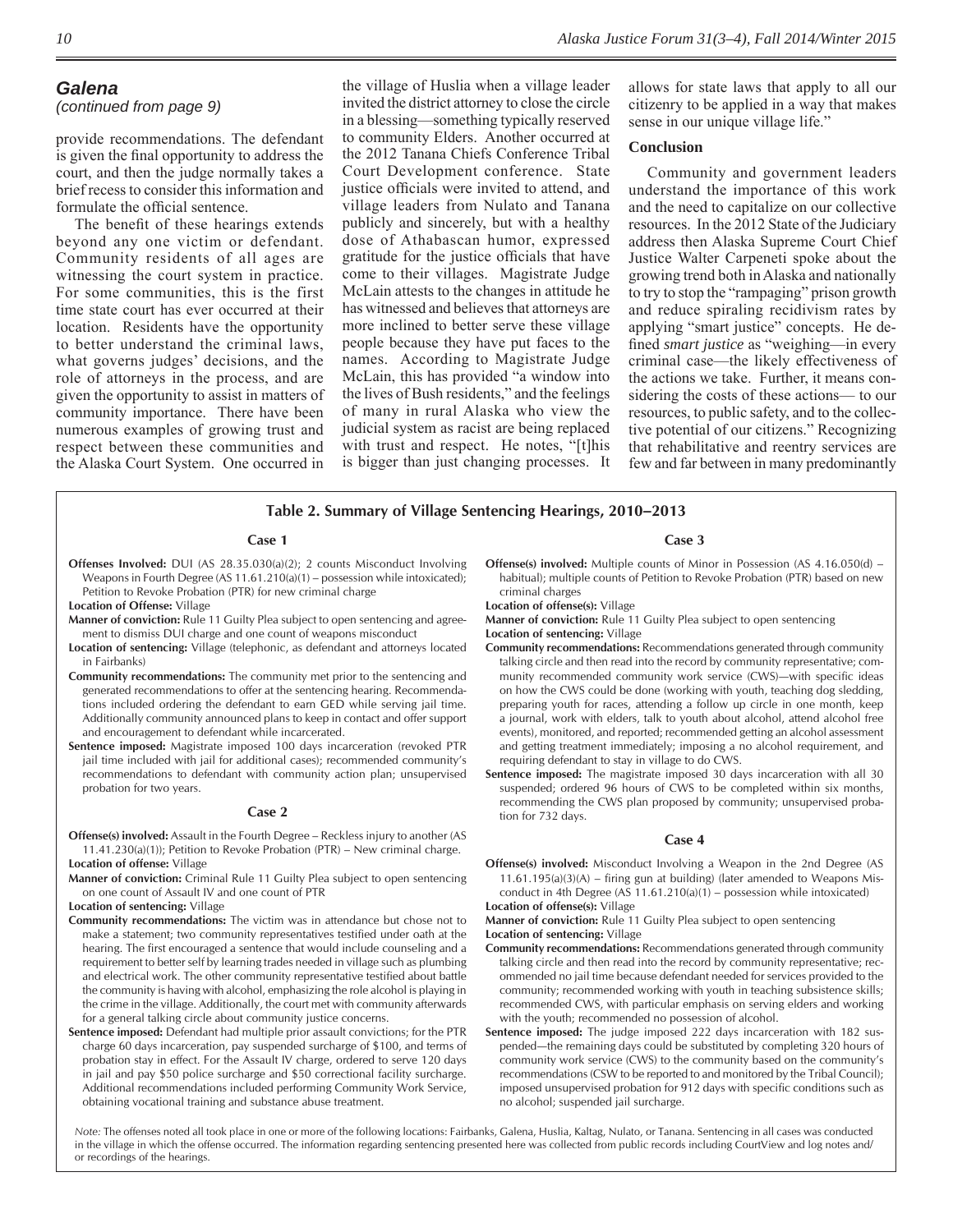## Galena

*(continued from page 9)*

provide recommendations. The defendant is given the final opportunity to address the court, and then the judge normally takes a brief recess to consider this information and formulate the official sentence.

The benefit of these hearings extends beyond any one victim or defendant. Community residents of all ages are witnessing the court system in practice. For some communities, this is the first time state court has ever occurred at their location. Residents have the opportunity to better understand the criminal laws, what governs judges' decisions, and the role of attorneys in the process, and are given the opportunity to assist in matters of community importance. There have been numerous examples of growing trust and respect between these communities and the Alaska Court System. One occurred in the village of Huslia when a village leader invited the district attorney to close the circle in a blessing—something typically reserved to community Elders. Another occurred at the 2012 Tanana Chiefs Conference Tribal Court Development conference. State justice officials were invited to attend, and village leaders from Nulato and Tanana publicly and sincerely, but with a healthy dose of Athabascan humor, expressed gratitude for the justice officials that have come to their villages. Magistrate Judge McLain attests to the changes in attitude he has witnessed and believes that attorneys are more inclined to better serve these village people because they have put faces to the names. According to Magistrate Judge McLain, this has provided "a window into the lives of Bush residents," and the feelings of many in rural Alaska who view the judicial system as racist are being replaced with trust and respect. He notes, "[t]his is bigger than just changing processes. It allows for state laws that apply to all our citizenry to be applied in a way that makes sense in our unique village life."

### Conclusion

Community and government leaders understand the importance of this work and the need to capitalize on our collective resources. In the 2012 State of the Judiciary address then Alaska Supreme Court Chief Justice Walter Carpeneti spoke about the growing trend both in Alaska and nationally to try to stop the "rampaging" prison growth and reduce spiraling recidivism rates by applying "smart justice" concepts. He defined *smart justice* as "weighing—in every criminal case—the likely effectiveness of the actions we take. Further, it means considering the costs of these actions— to our resources, to public safety, and to the collective potential of our citizens." Recognizing that rehabilitative and reentry services are few and far between in many predominantly

**Table 2. Summary of Village Sentencing Hearings, 2010–2013**

**Case 1**

**Offenses Involved:** DUI (AS 28.35.030(a)(2); 2 counts Misconduct Involving Weapons in Fourth Degree (AS 11.61.210(a)(1) – possession while intoxicated); Petition to Revoke Probation (PTR) for new criminal charge

**Location of Offense:** Village

**Manner of conviction:** Rule 11 Guilty Plea subject to open sentencing and agreement to dismiss DUI charge and one count of weapons misconduct

**Location of sentencing:** Village (telephonic, as defendant and attorneys located in Fairbanks)

**Community recommendations:** The community met prior to the sentencing and generated recommendations to offer at the sentencing hearing. Recommendations included ordering the defendant to earn GED while serving jail time. Additionally community announced plans to keep in contact and offer support and encouragement to defendant while incarcerated.

**Sentence imposed:** Magistrate imposed 100 days incarceration (revoked PTR jail time included with jail for additional cases); recommended community's recommendations to defendant with community action plan; unsupervised probation for two years.

**Case 2**

**Offense(s) involved:** Assault in the Fourth Degree – Reckless injury to another (AS 11.41.230(a)(1)); Petition to Revoke Probation (PTR) – New criminal charge.

**Location of offense:** Village

**Manner of conviction:** Criminal Rule 11 Guilty Plea subject to open sentencing on one count of Assault IV and one count of PTR

**Location of sentencing:** Village

**Community recommendations:** The victim was in attendance but chose not to make a statement; two community representatives testified under oath at the hearing. The first encouraged a sentence that would include counseling and a requirement to better self by learning trades needed in village such as plumbing and electrical work. The other community representative testified about battle the community is having with alcohol, emphasizing the role alcohol is playing in the crime in the village. Additionally, the court met with community afterwards for a general talking circle about community justice concerns.

**Sentence imposed:** Defendant had multiple prior assault convictions; for the PTR charge 60 days incarceration, pay suspended surcharge of $100, and terms of probation stay in effect. For the Assault IV charge, ordered to serve 120 days in jail and pay $50 police surcharge and $50 correctional facility surcharge. Additional recommendations included performing Community Work Service, obtaining vocational training and substance abuse treatment.

**Case 3**

**Offense(s) involved:** Multiple counts of Minor in Possession (AS 4.16.050(d) – habitual); multiple counts of Petition to Revoke Probation (PTR) based on new criminal charges

**Location of offense(s):** Village

**Manner of conviction:** Rule 11 Guilty Plea subject to open sentencing

**Location of sentencing:** Village

**Community recommendations:** Recommendations generated through community talking circle and then read into the record by community representative; community recommended community work service (CWS)—with specific ideas on how the CWS could be done (working with youth, teaching dog sledding, preparing youth for races, attending a follow up circle in one month, keep a journal, work with elders, talk to youth about alcohol, attend alcohol free events), monitored, and reported; recommended getting an alcohol assessment and getting treatment immediately; imposing a no alcohol requirement, and requiring defendant to stay in village to do CWS.

**Sentence imposed:** The magistrate imposed 30 days incarceration with all 30 suspended; ordered 96 hours of CWS to be completed within six months, recommending the CWS plan proposed by community; unsupervised probation for 732 days.

**Case 4**

**Offense(s) involved:** Misconduct Involving a Weapon in the 2nd Degree (AS 11.61.195(a)(3)(A) – firing gun at building) (later amended to Weapons Misconduct in 4th Degree (AS 11.61.210(a)(1) – possession while intoxicated)

**Location of offense(s):** Village

**Manner of conviction:** Rule 11 Guilty Plea subject to open sentencing

**Location of sentencing:** Village

**Community recommendations:** Recommendations generated through community talking circle and then read into the record by community representative; recommended no jail time because defendant needed for services provided to the community; recommended working with youth in teaching subsistence skills; recommended CWS, with particular emphasis on serving elders and working with the youth; recommended no possession of alcohol.

**Sentence imposed:** The judge imposed 222 days incarceration with 182 suspended—the remaining days could be substituted by completing 320 hours of community work service (CWS) to the community based on the community's recommendations (CSW to be reported to and monitored by the Tribal Council); imposed unsupervised probation for 912 days with specific conditions such as no alcohol; suspended jail surcharge.

*Note:* The offenses noted all took place in one or more of the following locations: Fairbanks, Galena, Huslia, Kaltag, Nulato, or Tanana. Sentencing in all cases was conducted in the village in which the offense occurred. The information regarding sentencing presented here was collected from public records including CourtView and log notes and/or recordings of the hearings.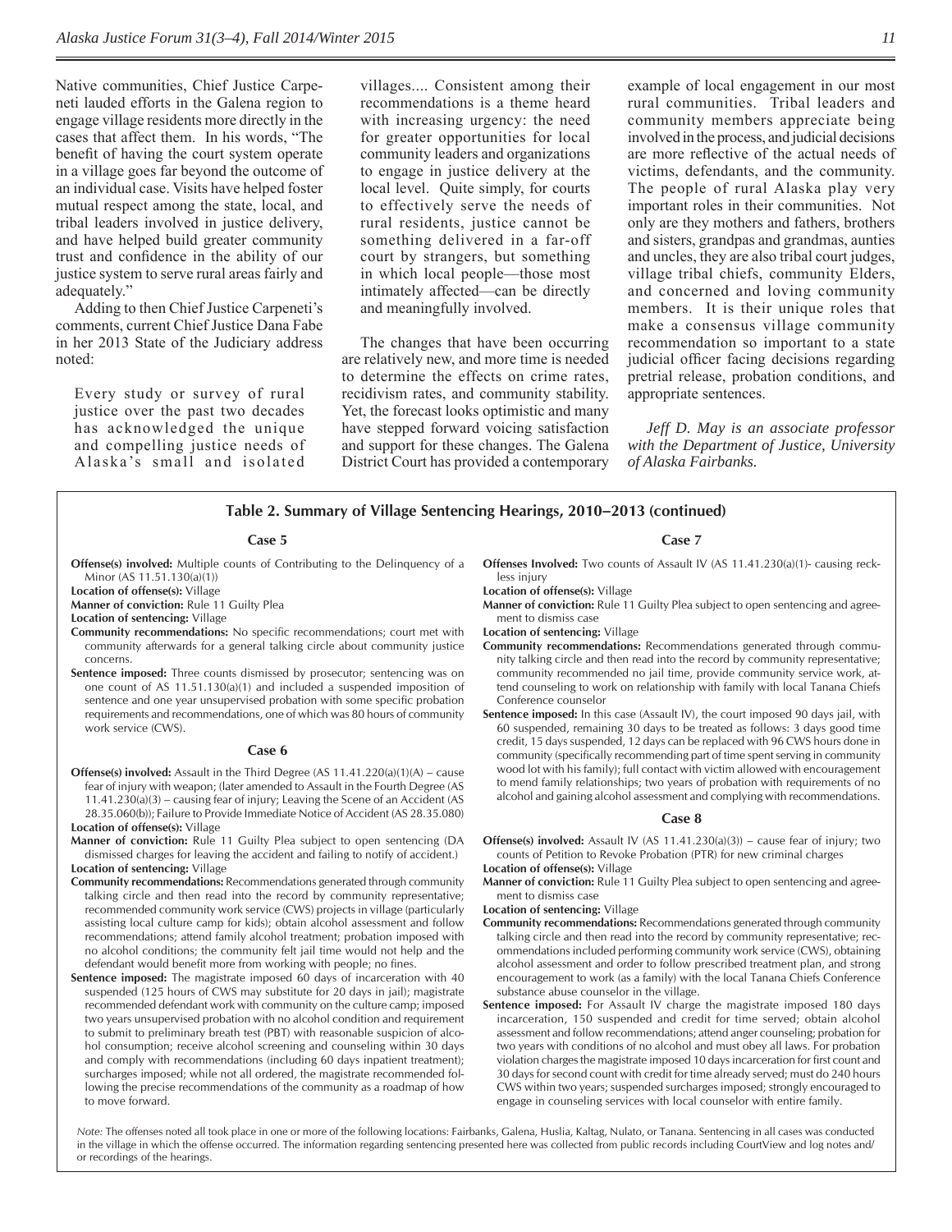Native communities, Chief Justice Carpeneti lauded efforts in the Galena region to engage village residents more directly in the cases that affect them. In his words, "The benefit of having the court system operate in a village goes far beyond the outcome of an individual case. Visits have helped foster mutual respect among the state, local, and tribal leaders involved in justice delivery, and have helped build greater community trust and confidence in the ability of our justice system to serve rural areas fairly and adequately."

Adding to then Chief Justice Carpeneti's comments, current Chief Justice Dana Fabe in her 2013 State of the Judiciary address noted:

> Every study or survey of rural justice over the past two decades has acknowledged the unique and compelling justice needs of Alaska's small and isolated villages.... Consistent among their recommendations is a theme heard with increasing urgency: the need for greater opportunities for local community leaders and organizations to engage in justice delivery at the local level. Quite simply, for courts to effectively serve the needs of rural residents, justice cannot be something delivered in a far-off court by strangers, but something in which local people—those most intimately affected—can be directly and meaningfully involved.

The changes that have been occurring are relatively new, and more time is needed to determine the effects on crime rates, recidivism rates, and community stability. Yet, the forecast looks optimistic and many have stepped forward voicing satisfaction and support for these changes. The Galena District Court has provided a contemporary example of local engagement in our most rural communities. Tribal leaders and community members appreciate being involved in the process, and judicial decisions are more reflective of the actual needs of victims, defendants, and the community. The people of rural Alaska play very important roles in their communities. Not only are they mothers and fathers, brothers and sisters, grandpas and grandmas, aunties and uncles, they are also tribal court judges, village tribal chiefs, community Elders, and concerned and loving community members. It is their unique roles that make a consensus village community recommendation so important to a state judicial officer facing decisions regarding pretrial release, probation conditions, and appropriate sentences.

*Jeff D. May is an associate professor with the Department of Justice, University of Alaska Fairbanks.*

### Table 2. Summary of Village Sentencing Hearings, 2010–2013 (continued)

#### Case 5

**Offense(s) involved:** Multiple counts of Contributing to the Delinquency of a Minor (AS 11.51.130(a)(1))

**Location of offense(s):** Village

**Manner of conviction:** Rule 11 Guilty Plea

**Location of sentencing:** Village

**Community recommendations:** No specific recommendations; court met with community afterwards for a general talking circle about community justice concerns.

**Sentence imposed:** Three counts dismissed by prosecutor; sentencing was on one count of AS 11.51.130(a)(1) and included a suspended imposition of sentence and one year unsupervised probation with some specific probation requirements and recommendations, one of which was 80 hours of community work service (CWS).

#### Case 6

**Offense(s) involved:** Assault in the Third Degree (AS 11.41.220(a)(1)(A) – cause fear of injury with weapon; (later amended to Assault in the Fourth Degree (AS 11.41.230(a)(3) – causing fear of injury; Leaving the Scene of an Accident (AS 28.35.060(b)); Failure to Provide Immediate Notice of Accident (AS 28.35.080)

**Location of offense(s):** Village

**Manner of conviction:** Rule 11 Guilty Plea subject to open sentencing (DA dismissed charges for leaving the accident and failing to notify of accident.)

**Location of sentencing:** Village

**Community recommendations:** Recommendations generated through community talking circle and then read into the record by community representative; recommended community work service (CWS) projects in village (particularly assisting local culture camp for kids); obtain alcohol assessment and follow recommendations; attend family alcohol treatment; probation imposed with no alcohol conditions; the community felt jail time would not help and the defendant would benefit more from working with people; no fines.

**Sentence imposed:** The magistrate imposed 60 days of incarceration with 40 suspended (125 hours of CWS may substitute for 20 days in jail); magistrate recommended defendant work with community on the culture camp; imposed two years unsupervised probation with no alcohol condition and requirement to submit to preliminary breath test (PBT) with reasonable suspicion of alcohol consumption; receive alcohol screening and counseling within 30 days and comply with recommendations (including 60 days inpatient treatment); surcharges imposed; while not all ordered, the magistrate recommended following the precise recommendations of the community as a roadmap of how to move forward.

#### Case 7

**Offenses Involved:** Two counts of Assault IV (AS 11.41.230(a)(1)- causing reckless injury

**Location of offense(s):** Village

**Manner of conviction:** Rule 11 Guilty Plea subject to open sentencing and agreement to dismiss case

**Location of sentencing:** Village

**Community recommendations:** Recommendations generated through community talking circle and then read into the record by community representative; community recommended no jail time, provide community service work, attend counseling to work on relationship with family with local Tanana Chiefs Conference counselor

**Sentence imposed:** In this case (Assault IV), the court imposed 90 days jail, with 60 suspended, remaining 30 days to be treated as follows: 3 days good time credit, 15 days suspended, 12 days can be replaced with 96 CWS hours done in community (specifically recommending part of time spent serving in community wood lot with his family); full contact with victim allowed with encouragement to mend family relationships; two years of probation with requirements of no alcohol and gaining alcohol assessment and complying with recommendations.

#### Case 8

**Offense(s) involved:** Assault IV (AS 11.41.230(a)(3)) – cause fear of injury; two counts of Petition to Revoke Probation (PTR) for new criminal charges

**Location of offense(s):** Village

**Manner of conviction:** Rule 11 Guilty Plea subject to open sentencing and agreement to dismiss case

**Location of sentencing:** Village

**Community recommendations:** Recommendations generated through community talking circle and then read into the record by community representative; recommendations included performing community work service (CWS), obtaining alcohol assessment and order to follow prescribed treatment plan, and strong encouragement to work (as a family) with the local Tanana Chiefs Conference substance abuse counselor in the village.

**Sentence imposed:** For Assault IV charge the magistrate imposed 180 days incarceration, 150 suspended and credit for time served; obtain alcohol assessment and follow recommendations; attend anger counseling; probation for two years with conditions of no alcohol and must obey all laws. For probation violation charges the magistrate imposed 10 days incarceration for first count and 30 days for second count with credit for time already served; must do 240 hours CWS within two years; suspended surcharges imposed; strongly encouraged to engage in counseling services with local counselor with entire family.

*Note:* The offenses noted all took place in one or more of the following locations: Fairbanks, Galena, Huslia, Kaltag, Nulato, or Tanana. Sentencing in all cases was conducted in the village in which the offense occurred. The information regarding sentencing presented here was collected from public records including CourtView and log notes and/or recordings of the hearings.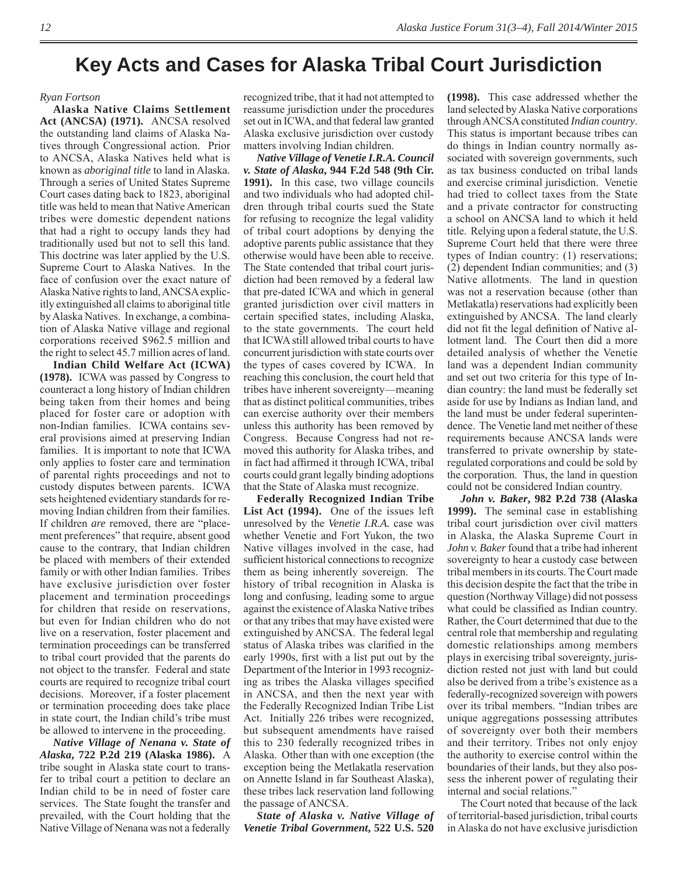# Key Acts and Cases for Alaska Tribal Court Jurisdiction

*Ryan Fortson*

**Alaska Native Claims Settlement Act (ANCSA) (1971).** ANCSA resolved the outstanding land claims of Alaska Natives through Congressional action. Prior to ANCSA, Alaska Natives held what is known as *aboriginal title* to land in Alaska. Through a series of United States Supreme Court cases dating back to 1823, aboriginal title was held to mean that Native American tribes were domestic dependent nations that had a right to occupy lands they had traditionally used but not to sell this land. This doctrine was later applied by the U.S. Supreme Court to Alaska Natives. In the face of confusion over the exact nature of Alaska Native rights to land, ANCSA explicitly extinguished all claims to aboriginal title by Alaska Natives. In exchange, a combination of Alaska Native village and regional corporations received $962.5 million and the right to select 45.7 million acres of land.

**Indian Child Welfare Act (ICWA) (1978).** ICWA was passed by Congress to counteract a long history of Indian children being taken from their homes and being placed for foster care or adoption with non-Indian families. ICWA contains several provisions aimed at preserving Indian families. It is important to note that ICWA only applies to foster care and termination of parental rights proceedings and not to custody disputes between parents. ICWA sets heightened evidentiary standards for removing Indian children from their families. If children *are* removed, there are "placement preferences" that require, absent good cause to the contrary, that Indian children be placed with members of their extended family or with other Indian families. Tribes have exclusive jurisdiction over foster placement and termination proceedings for children that reside on reservations, but even for Indian children who do not live on a reservation, foster placement and termination proceedings can be transferred to tribal court provided that the parents do not object to the transfer. Federal and state courts are required to recognize tribal court decisions. Moreover, if a foster placement or termination proceeding does take place in state court, the Indian child's tribe must be allowed to intervene in the proceeding.

***Native Village of Nenana v. State of Alaska*, 722 P.2d 219 (Alaska 1986).** A tribe sought in Alaska state court to transfer to tribal court a petition to declare an Indian child to be in need of foster care services. The State fought the transfer and prevailed, with the Court holding that the Native Village of Nenana was not a federally recognized tribe, that it had not attempted to reassume jurisdiction under the procedures set out in ICWA, and that federal law granted Alaska exclusive jurisdiction over custody matters involving Indian children.

***Native Village of Venetie I.R.A. Council v. State of Alaska*, 944 F.2d 548 (9th Cir. 1991).** In this case, two village councils and two individuals who had adopted children through tribal courts sued the State for refusing to recognize the legal validity of tribal court adoptions by denying the adoptive parents public assistance that they otherwise would have been able to receive. The State contended that tribal court jurisdiction had been removed by a federal law that pre-dated ICWA and which in general granted jurisdiction over civil matters in certain specified states, including Alaska, to the state governments. The court held that ICWA still allowed tribal courts to have concurrent jurisdiction with state courts over the types of cases covered by ICWA. In reaching this conclusion, the court held that tribes have inherent sovereignty—meaning that as distinct political communities, tribes can exercise authority over their members unless this authority has been removed by Congress. Because Congress had not removed this authority for Alaska tribes, and in fact had affirmed it through ICWA, tribal courts could grant legally binding adoptions that the State of Alaska must recognize.

**Federally Recognized Indian Tribe List Act (1994).** One of the issues left unresolved by the *Venetie I.R.A.* case was whether Venetie and Fort Yukon, the two Native villages involved in the case, had sufficient historical connections to recognize them as being inherently sovereign. The history of tribal recognition in Alaska is long and confusing, leading some to argue against the existence of Alaska Native tribes or that any tribes that may have existed were extinguished by ANCSA. The federal legal status of Alaska tribes was clarified in the early 1990s, first with a list put out by the Department of the Interior in 1993 recognizing as tribes the Alaska villages specified in ANCSA, and then the next year with the Federally Recognized Indian Tribe List Act. Initially 226 tribes were recognized, but subsequent amendments have raised this to 230 federally recognized tribes in Alaska. Other than with one exception (the exception being the Metlakatla reservation on Annette Island in far Southeast Alaska), these tribes lack reservation land following the passage of ANCSA.

***State of Alaska v. Native Village of Venetie Tribal Government*, 522 U.S. 520 (1998).** This case addressed whether the land selected by Alaska Native corporations through ANCSA constituted *Indian country*. This status is important because tribes can do things in Indian country normally associated with sovereign governments, such as tax business conducted on tribal lands and exercise criminal jurisdiction. Venetie had tried to collect taxes from the State and a private contractor for constructing a school on ANCSA land to which it held title. Relying upon a federal statute, the U.S. Supreme Court held that there were three types of Indian country: (1) reservations; (2) dependent Indian communities; and (3) Native allotments. The land in question was not a reservation because (other than Metlakatla) reservations had explicitly been extinguished by ANCSA. The land clearly did not fit the legal definition of Native allotment land. The Court then did a more detailed analysis of whether the Venetie land was a dependent Indian community and set out two criteria for this type of Indian country: the land must be federally set aside for use by Indians as Indian land, and the land must be under federal superintendence. The Venetie land met neither of these requirements because ANCSA lands were transferred to private ownership by state-regulated corporations and could be sold by the corporation. Thus, the land in question could not be considered Indian country.

***John v. Baker*, 982 P.2d 738 (Alaska 1999).** The seminal case in establishing tribal court jurisdiction over civil matters in Alaska, the Alaska Supreme Court in *John v. Baker* found that a tribe had inherent sovereignty to hear a custody case between tribal members in its courts. The Court made this decision despite the fact that the tribe in question (Northway Village) did not possess what could be classified as Indian country. Rather, the Court determined that due to the central role that membership and regulating domestic relationships among members plays in exercising tribal sovereignty, jurisdiction rested not just with land but could also be derived from a tribe's existence as a federally-recognized sovereign with powers over its tribal members. "Indian tribes are unique aggregations possessing attributes of sovereignty over both their members and their territory. Tribes not only enjoy the authority to exercise control within the boundaries of their lands, but they also possess the inherent power of regulating their internal and social relations."

The Court noted that because of the lack of territorial-based jurisdiction, tribal courts in Alaska do not have exclusive jurisdiction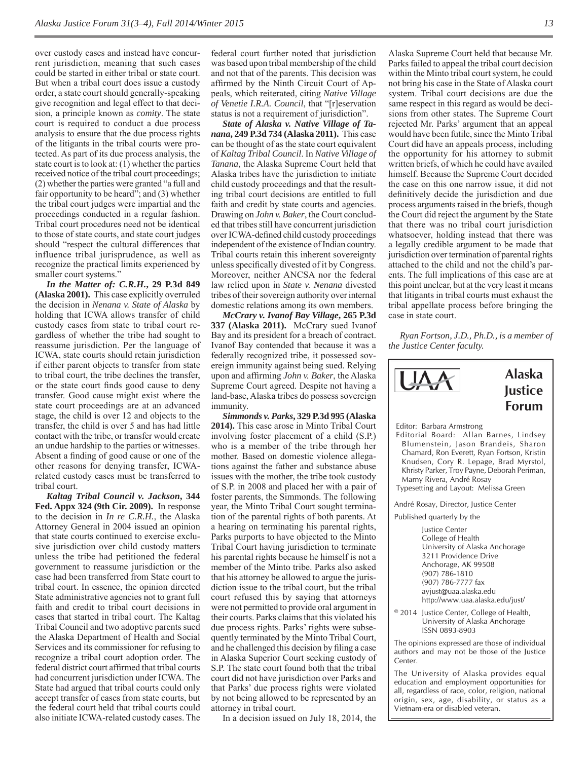over custody cases and instead have concurrent jurisdiction, meaning that such cases could be started in either tribal or state court. But when a tribal court does issue a custody order, a state court should generally-speaking give recognition and legal effect to that decision, a principle known as *comity*. The state court is required to conduct a due process analysis to ensure that the due process rights of the litigants in the tribal courts were protected. As part of its due process analysis, the state court is to look at: (1) whether the parties received notice of the tribal court proceedings; (2) whether the parties were granted "a full and fair opportunity to be heard"; and (3) whether the tribal court judges were impartial and the proceedings conducted in a regular fashion. Tribal court procedures need not be identical to those of state courts, and state court judges should "respect the cultural differences that influence tribal jurisprudence, as well as recognize the practical limits experienced by smaller court systems."

***In the Matter of: C.R.H.*, 29 P.3d 849 (Alaska 2001).** This case explicitly overruled the decision in *Nenana v. State of Alaska* by holding that ICWA allows transfer of child custody cases from state to tribal court regardless of whether the tribe had sought to reassume jurisdiction. Per the language of ICWA, state courts should retain jurisdiction if either parent objects to transfer from state to tribal court, the tribe declines the transfer, or the state court finds good cause to deny transfer. Good cause might exist where the state court proceedings are at an advanced stage, the child is over 12 and objects to the transfer, the child is over 5 and has had little contact with the tribe, or transfer would create an undue hardship to the parties or witnesses. Absent a finding of good cause or one of the other reasons for denying transfer, ICWA-related custody cases must be transferred to tribal court.

***Kaltag Tribal Council v. Jackson*, 344 Fed. Appx 324 (9th Cir. 2009).** In response to the decision in *In re C.R.H.*, the Alaska Attorney General in 2004 issued an opinion that state courts continued to exercise exclusive jurisdiction over child custody matters unless the tribe had petitioned the federal government to reassume jurisdiction or the case had been transferred from State court to tribal court. In essence, the opinion directed State administrative agencies not to grant full faith and credit to tribal court decisions in cases that started in tribal court. The Kaltag Tribal Council and two adoptive parents sued the Alaska Department of Health and Social Services and its commissioner for refusing to recognize a tribal court adoption order. The federal district court affirmed that tribal courts had concurrent jurisdiction under ICWA. The State had argued that tribal courts could only accept transfer of cases from state courts, but the federal court held that tribal courts could also initiate ICWA-related custody cases. The federal court further noted that jurisdiction was based upon tribal membership of the child and not that of the parents. This decision was affirmed by the Ninth Circuit Court of Appeals, which reiterated, citing *Native Village of Venetie I.R.A. Council*, that "[r]eservation status is not a requirement of jurisdiction".

***State of Alaska v. Native Village of Tanana*, 249 P.3d 734 (Alaska 2011).** This case can be thought of as the state court equivalent of *Kaltag Tribal Council*. In *Native Village of Tanana*, the Alaska Supreme Court held that Alaska tribes have the jurisdiction to initiate child custody proceedings and that the resulting tribal court decisions are entitled to full faith and credit by state courts and agencies. Drawing on *John v. Baker*, the Court concluded that tribes still have concurrent jurisdiction over ICWA-defined child custody proceedings independent of the existence of Indian country. Tribal courts retain this inherent sovereignty unless specifically divested of it by Congress. Moreover, neither ANCSA nor the federal law relied upon in *State v. Nenana* divested tribes of their sovereign authority over internal domestic relations among its own members.

***McCrary v. Ivanof Bay Village*, 265 P.3d 337 (Alaska 2011).** McCrary sued Ivanof Bay and its president for a breach of contract. Ivanof Bay contended that because it was a federally recognized tribe, it possessed sovereign immunity against being sued. Relying upon and affirming *John v. Baker*, the Alaska Supreme Court agreed. Despite not having a land-base, Alaska tribes do possess sovereign immunity.

***Simmonds v. Parks*, 329 P.3d 995 (Alaska 2014).** This case arose in Minto Tribal Court involving foster placement of a child (S.P.) who is a member of the tribe through her mother. Based on domestic violence allegations against the father and substance abuse issues with the mother, the tribe took custody of S.P. in 2008 and placed her with a pair of foster parents, the Simmonds. The following year, the Minto Tribal Court sought termination of the parental rights of both parents. At a hearing on terminating his parental rights, Parks purports to have objected to the Minto Tribal Court having jurisdiction to terminate his parental rights because he himself is not a member of the Minto tribe. Parks also asked that his attorney be allowed to argue the jurisdiction issue to the tribal court, but the tribal court refused this by saying that attorneys were not permitted to provide oral argument in their courts. Parks claims that this violated his due process rights. Parks' rights were subsequently terminated by the Minto Tribal Court, and he challenged this decision by filing a case in Alaska Superior Court seeking custody of S.P. The state court found both that the tribal court did not have jurisdiction over Parks and that Parks' due process rights were violated by not being allowed to be represented by an attorney in tribal court.

In a decision issued on July 18, 2014, the Alaska Supreme Court held that because Mr. Parks failed to appeal the tribal court decision within the Minto tribal court system, he could not bring his case in the State of Alaska court system. Tribal court decisions are due the same respect in this regard as would be decisions from other states. The Supreme Court rejected Mr. Parks' argument that an appeal would have been futile, since the Minto Tribal Court did have an appeals process, including the opportunity for his attorney to submit written briefs, of which he could have availed himself. Because the Supreme Court decided the case on this one narrow issue, it did not definitively decide the jurisdiction and due process arguments raised in the briefs, though the Court did reject the argument by the State that there was no tribal court jurisdiction whatsoever, holding instead that there was a legally credible argument to be made that jurisdiction over termination of parental rights attached to the child and not the child's parents. The full implications of this case are at this point unclear, but at the very least it means that litigants in tribal courts must exhaust the tribal appellate process before bringing the case in state court.

*Ryan Fortson, J.D., Ph.D., is a member of the Justice Center faculty.*

---

UAA

**Alaska Justice Forum**

Editor: Barbara Armstrong

Editorial Board: Allan Barnes, Lindsey Blumenstein, Jason Brandeis, Sharon Chamard, Ron Everett, Ryan Fortson, Kristin Knudsen, Cory R. Lepage, Brad Myrstol, Khristy Parker, Troy Payne, Deborah Periman, Marny Rivera, André Rosay

Typesetting and Layout: Melissa Green

André Rosay, Director, Justice Center

Published quarterly by the

Justice Center
College of Health
University of Alaska Anchorage
3211 Providence Drive
Anchorage, AK 99508
(907) 786-1810
(907) 786-7777 fax
ayjust@uaa.alaska.edu
http://www.uaa.alaska.edu/just/

© 2014 Justice Center, College of Health, University of Alaska Anchorage
ISSN 0893-8903

The opinions expressed are those of individual authors and may not be those of the Justice Center.

The University of Alaska provides equal education and employment opportunities for all, regardless of race, color, religion, national origin, sex, age, disability, or status as a Vietnam-era or disabled veteran.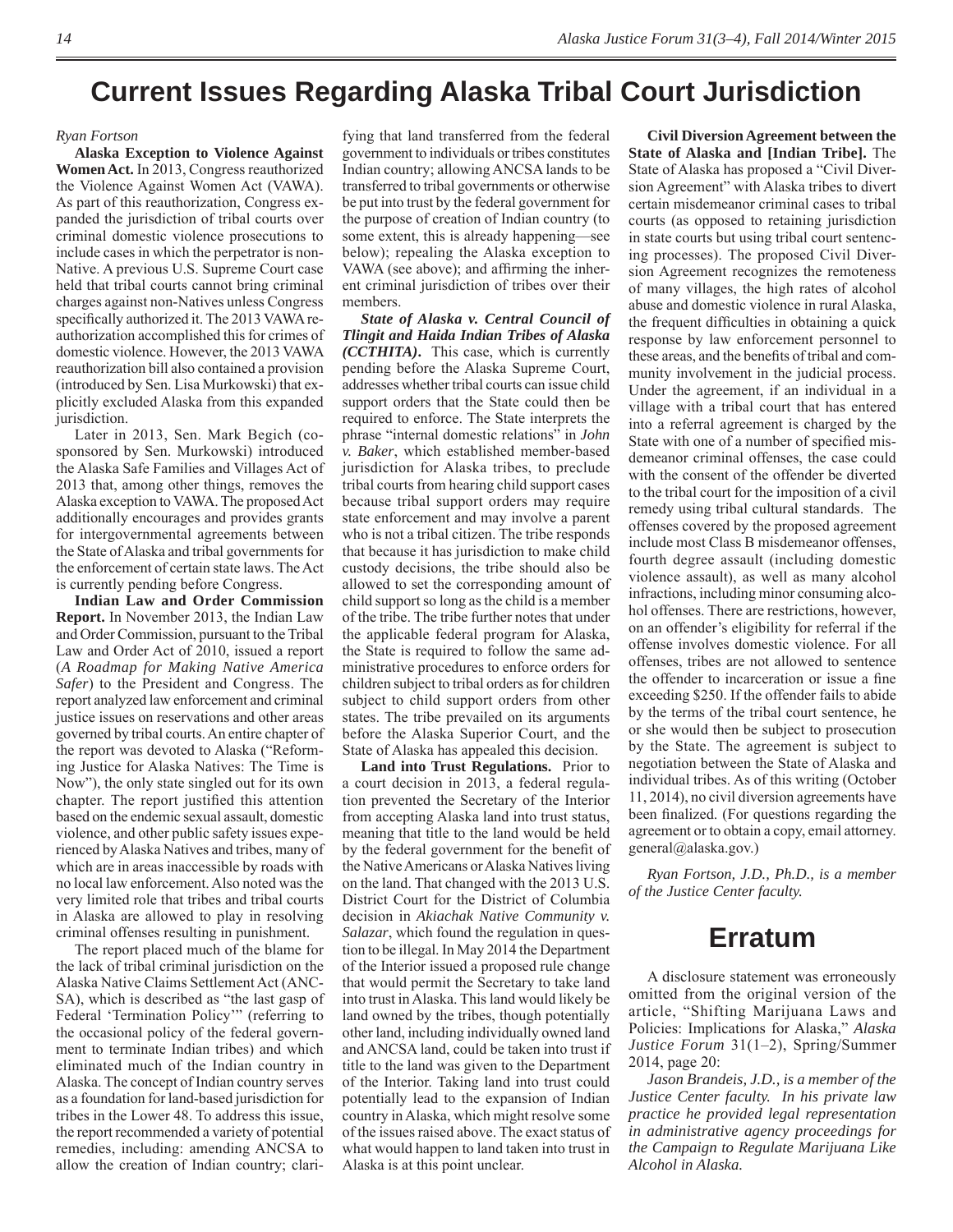# Current Issues Regarding Alaska Tribal Court Jurisdiction

*Ryan Fortson*

**Alaska Exception to Violence Against Women Act.** In 2013, Congress reauthorized the Violence Against Women Act (VAWA). As part of this reauthorization, Congress expanded the jurisdiction of tribal courts over criminal domestic violence prosecutions to include cases in which the perpetrator is non-Native. A previous U.S. Supreme Court case held that tribal courts cannot bring criminal charges against non-Natives unless Congress specifically authorized it. The 2013 VAWA reauthorization accomplished this for crimes of domestic violence. However, the 2013 VAWA reauthorization bill also contained a provision (introduced by Sen. Lisa Murkowski) that explicitly excluded Alaska from this expanded jurisdiction.

Later in 2013, Sen. Mark Begich (cosponsored by Sen. Murkowski) introduced the Alaska Safe Families and Villages Act of 2013 that, among other things, removes the Alaska exception to VAWA. The proposed Act additionally encourages and provides grants for intergovernmental agreements between the State of Alaska and tribal governments for the enforcement of certain state laws. The Act is currently pending before Congress.

**Indian Law and Order Commission Report.** In November 2013, the Indian Law and Order Commission, pursuant to the Tribal Law and Order Act of 2010, issued a report (*A Roadmap for Making Native America Safer*) to the President and Congress. The report analyzed law enforcement and criminal justice issues on reservations and other areas governed by tribal courts. An entire chapter of the report was devoted to Alaska ("Reforming Justice for Alaska Natives: The Time is Now"), the only state singled out for its own chapter. The report justified this attention based on the endemic sexual assault, domestic violence, and other public safety issues experienced by Alaska Natives and tribes, many of which are in areas inaccessible by roads with no local law enforcement. Also noted was the very limited role that tribes and tribal courts in Alaska are allowed to play in resolving criminal offenses resulting in punishment.

The report placed much of the blame for the lack of tribal criminal jurisdiction on the Alaska Native Claims Settlement Act (ANCSA), which is described as "the last gasp of Federal 'Termination Policy'" (referring to the occasional policy of the federal government to terminate Indian tribes) and which eliminated much of the Indian country in Alaska. The concept of Indian country serves as a foundation for land-based jurisdiction for tribes in the Lower 48. To address this issue, the report recommended a variety of potential remedies, including: amending ANCSA to allow the creation of Indian country; clarifying that land transferred from the federal government to individuals or tribes constitutes Indian country; allowing ANCSA lands to be transferred to tribal governments or otherwise be put into trust by the federal government for the purpose of creation of Indian country (to some extent, this is already happening—see below); repealing the Alaska exception to VAWA (see above); and affirming the inherent criminal jurisdiction of tribes over their members.

***State of Alaska v. Central Council of Tlingit and Haida Indian Tribes of Alaska (CCTHITA).*** This case, which is currently pending before the Alaska Supreme Court, addresses whether tribal courts can issue child support orders that the State could then be required to enforce. The State interprets the phrase "internal domestic relations" in *John v. Baker*, which established member-based jurisdiction for Alaska tribes, to preclude tribal courts from hearing child support cases because tribal support orders may require state enforcement and may involve a parent who is not a tribal citizen. The tribe responds that because it has jurisdiction to make child custody decisions, the tribe should also be allowed to set the corresponding amount of child support so long as the child is a member of the tribe. The tribe further notes that under the applicable federal program for Alaska, the State is required to follow the same administrative procedures to enforce orders for children subject to tribal orders as for children subject to child support orders from other states. The tribe prevailed on its arguments before the Alaska Superior Court, and the State of Alaska has appealed this decision.

**Land into Trust Regulations.** Prior to a court decision in 2013, a federal regulation prevented the Secretary of the Interior from accepting Alaska land into trust status, meaning that title to the land would be held by the federal government for the benefit of the Native Americans or Alaska Natives living on the land. That changed with the 2013 U.S. District Court for the District of Columbia decision in *Akiachak Native Community v. Salazar*, which found the regulation in question to be illegal. In May 2014 the Department of the Interior issued a proposed rule change that would permit the Secretary to take land into trust in Alaska. This land would likely be land owned by the tribes, though potentially other land, including individually owned land and ANCSA land, could be taken into trust if title to the land was given to the Department of the Interior. Taking land into trust could potentially lead to the expansion of Indian country in Alaska, which might resolve some of the issues raised above. The exact status of what would happen to land taken into trust in Alaska is at this point unclear.

**Civil Diversion Agreement between the State of Alaska and [Indian Tribe].** The State of Alaska has proposed a "Civil Diversion Agreement" with Alaska tribes to divert certain misdemeanor criminal cases to tribal courts (as opposed to retaining jurisdiction in state courts but using tribal court sentencing processes). The proposed Civil Diversion Agreement recognizes the remoteness of many villages, the high rates of alcohol abuse and domestic violence in rural Alaska, the frequent difficulties in obtaining a quick response by law enforcement personnel to these areas, and the benefits of tribal and community involvement in the judicial process. Under the agreement, if an individual in a village with a tribal court that has entered into a referral agreement is charged by the State with one of a number of specified misdemeanor criminal offenses, the case could with the consent of the offender be diverted to the tribal court for the imposition of a civil remedy using tribal cultural standards. The offenses covered by the proposed agreement include most Class B misdemeanor offenses, fourth degree assault (including domestic violence assault), as well as many alcohol infractions, including minor consuming alcohol offenses. There are restrictions, however, on an offender's eligibility for referral if the offense involves domestic violence. For all offenses, tribes are not allowed to sentence the offender to incarceration or issue a fine exceeding $250. If the offender fails to abide by the terms of the tribal court sentence, he or she would then be subject to prosecution by the State. The agreement is subject to negotiation between the State of Alaska and individual tribes. As of this writing (October 11, 2014), no civil diversion agreements have been finalized. (For questions regarding the agreement or to obtain a copy, email attorney.general@alaska.gov.)

*Ryan Fortson, J.D., Ph.D., is a member of the Justice Center faculty.*

# Erratum

A disclosure statement was erroneously omitted from the original version of the article, "Shifting Marijuana Laws and Policies: Implications for Alaska," *Alaska Justice Forum* 31(1–2), Spring/Summer 2014, page 20:

*Jason Brandeis, J.D., is a member of the Justice Center faculty. In his private law practice he provided legal representation in administrative agency proceedings for the Campaign to Regulate Marijuana Like Alcohol in Alaska.*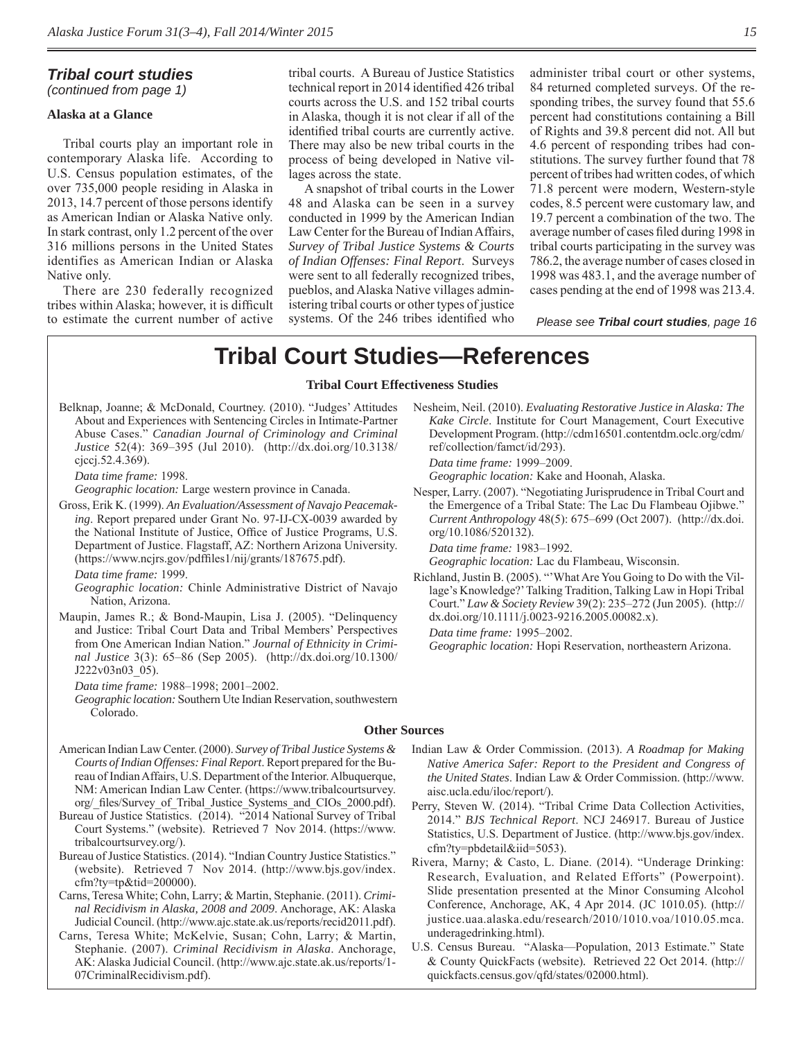### *Tribal court studies*

*(continued from page 1)*

**Alaska at a Glance**

Tribal courts play an important role in contemporary Alaska life. According to U.S. Census population estimates, of the over 735,000 people residing in Alaska in 2013, 14.7 percent of those persons identify as American Indian or Alaska Native only. In stark contrast, only 1.2 percent of the over 316 millions persons in the United States identifies as American Indian or Alaska Native only.

There are 230 federally recognized tribes within Alaska; however, it is difficult to estimate the current number of active tribal courts. A Bureau of Justice Statistics technical report in 2014 identified 426 tribal courts across the U.S. and 152 tribal courts in Alaska, though it is not clear if all of the identified tribal courts are currently active. There may also be new tribal courts in the process of being developed in Native villages across the state.

A snapshot of tribal courts in the Lower 48 and Alaska can be seen in a survey conducted in 1999 by the American Indian Law Center for the Bureau of Indian Affairs, *Survey of Tribal Justice Systems & Courts of Indian Offenses: Final Report*. Surveys were sent to all federally recognized tribes, pueblos, and Alaska Native villages administering tribal courts or other types of justice systems. Of the 246 tribes identified who administer tribal court or other systems, 84 returned completed surveys. Of the responding tribes, the survey found that 55.6 percent had constitutions containing a Bill of Rights and 39.8 percent did not. All but 4.6 percent of responding tribes had constitutions. The survey further found that 78 percent of tribes had written codes, of which 71.8 percent were modern, Western-style codes, 8.5 percent were customary law, and 19.7 percent a combination of the two. The average number of cases filed during 1998 in tribal courts participating in the survey was 786.2, the average number of cases closed in 1998 was 483.1, and the average number of cases pending at the end of 1998 was 213.4.

*Please see **Tribal court studies**, page 16*

# Tribal Court Studies—References

**Tribal Court Effectiveness Studies**

Belknap, Joanne; & McDonald, Courtney. (2010). "Judges' Attitudes About and Experiences with Sentencing Circles in Intimate-Partner Abuse Cases." *Canadian Journal of Criminology and Criminal Justice* 52(4): 369–395 (Jul 2010). (http://dx.doi.org/10.3138/cjccj.52.4.369).

*Data time frame:* 1998.
*Geographic location:* Large western province in Canada.

Gross, Erik K. (1999). *An Evaluation/Assessment of Navajo Peacemaking*. Report prepared under Grant No. 97-IJ-CX-0039 awarded by the National Institute of Justice, Office of Justice Programs, U.S. Department of Justice. Flagstaff, AZ: Northern Arizona University. (https://www.ncjrs.gov/pdffiles1/nij/grants/187675.pdf).

*Data time frame:* 1999.
*Geographic location:* Chinle Administrative District of Navajo Nation, Arizona.

Maupin, James R.; & Bond-Maupin, Lisa J. (2005). "Delinquency and Justice: Tribal Court Data and Tribal Members' Perspectives from One American Indian Nation." *Journal of Ethnicity in Criminal Justice* 3(3): 65–86 (Sep 2005). (http://dx.doi.org/10.1300/J222v03n03_05).

*Data time frame:* 1988–1998; 2001–2002.
*Geographic location:* Southern Ute Indian Reservation, southwestern Colorado.

Nesheim, Neil. (2010). *Evaluating Restorative Justice in Alaska: The Kake Circle*. Institute for Court Management, Court Executive Development Program. (http://cdm16501.contentdm.oclc.org/cdm/ref/collection/famct/id/293).

*Data time frame:* 1999–2009.
*Geographic location:* Kake and Hoonah, Alaska.

Nesper, Larry. (2007). "Negotiating Jurisprudence in Tribal Court and the Emergence of a Tribal State: The Lac Du Flambeau Ojibwe." *Current Anthropology* 48(5): 675–699 (Oct 2007). (http://dx.doi.org/10.1086/520132).

*Data time frame:* 1983–1992.
*Geographic location:* Lac du Flambeau, Wisconsin.

Richland, Justin B. (2005). "'What Are You Going to Do with the Village's Knowledge?' Talking Tradition, Talking Law in Hopi Tribal Court." *Law & Society Review* 39(2): 235–272 (Jun 2005). (http://dx.doi.org/10.1111/j.0023-9216.2005.00082.x).

*Data time frame:* 1995–2002.
*Geographic location:* Hopi Reservation, northeastern Arizona.

**Other Sources**

American Indian Law Center. (2000). *Survey of Tribal Justice Systems & Courts of Indian Offenses: Final Report*. Report prepared for the Bureau of Indian Affairs, U.S. Department of the Interior. Albuquerque, NM: American Indian Law Center. (https://www.tribalcourtsurvey.org/_files/Survey_of_Tribal_Justice_Systems_and_CIOs_2000.pdf).

Bureau of Justice Statistics. (2014). "2014 National Survey of Tribal Court Systems." (website). Retrieved 7 Nov 2014. (https://www.tribalcourtsurvey.org/).

Bureau of Justice Statistics. (2014). "Indian Country Justice Statistics." (website). Retrieved 7 Nov 2014. (http://www.bjs.gov/index.cfm?ty=tp&tid=200000).

Carns, Teresa White; Cohn, Larry; & Martin, Stephanie. (2011). *Criminal Recidivism in Alaska, 2008 and 2009*. Anchorage, AK: Alaska Judicial Council. (http://www.ajc.state.ak.us/reports/recid2011.pdf).

Carns, Teresa White; McKelvie, Susan; Cohn, Larry; & Martin, Stephanie. (2007). *Criminal Recidivism in Alaska*. Anchorage, AK: Alaska Judicial Council. (http://www.ajc.state.ak.us/reports/1-07CriminalRecidivism.pdf).

Indian Law & Order Commission. (2013). *A Roadmap for Making Native America Safer: Report to the President and Congress of the United States*. Indian Law & Order Commission. (http://www.aisc.ucla.edu/iloc/report/).

Perry, Steven W. (2014). "Tribal Crime Data Collection Activities, 2014." *BJS Technical Report*. NCJ 246917. Bureau of Justice Statistics, U.S. Department of Justice. (http://www.bjs.gov/index.cfm?ty=pbdetail&iid=5053).

Rivera, Marny; & Casto, L. Diane. (2014). "Underage Drinking: Research, Evaluation, and Related Efforts" (Powerpoint). Slide presentation presented at the Minor Consuming Alcohol Conference, Anchorage, AK, 4 Apr 2014. (JC 1010.05). (http://justice.uaa.alaska.edu/research/2010/1010.voa/1010.05.mca.underagedrinking.html).

U.S. Census Bureau. "Alaska—Population, 2013 Estimate." State & County QuickFacts (website). Retrieved 22 Oct 2014. (http://quickfacts.census.gov/qfd/states/02000.html).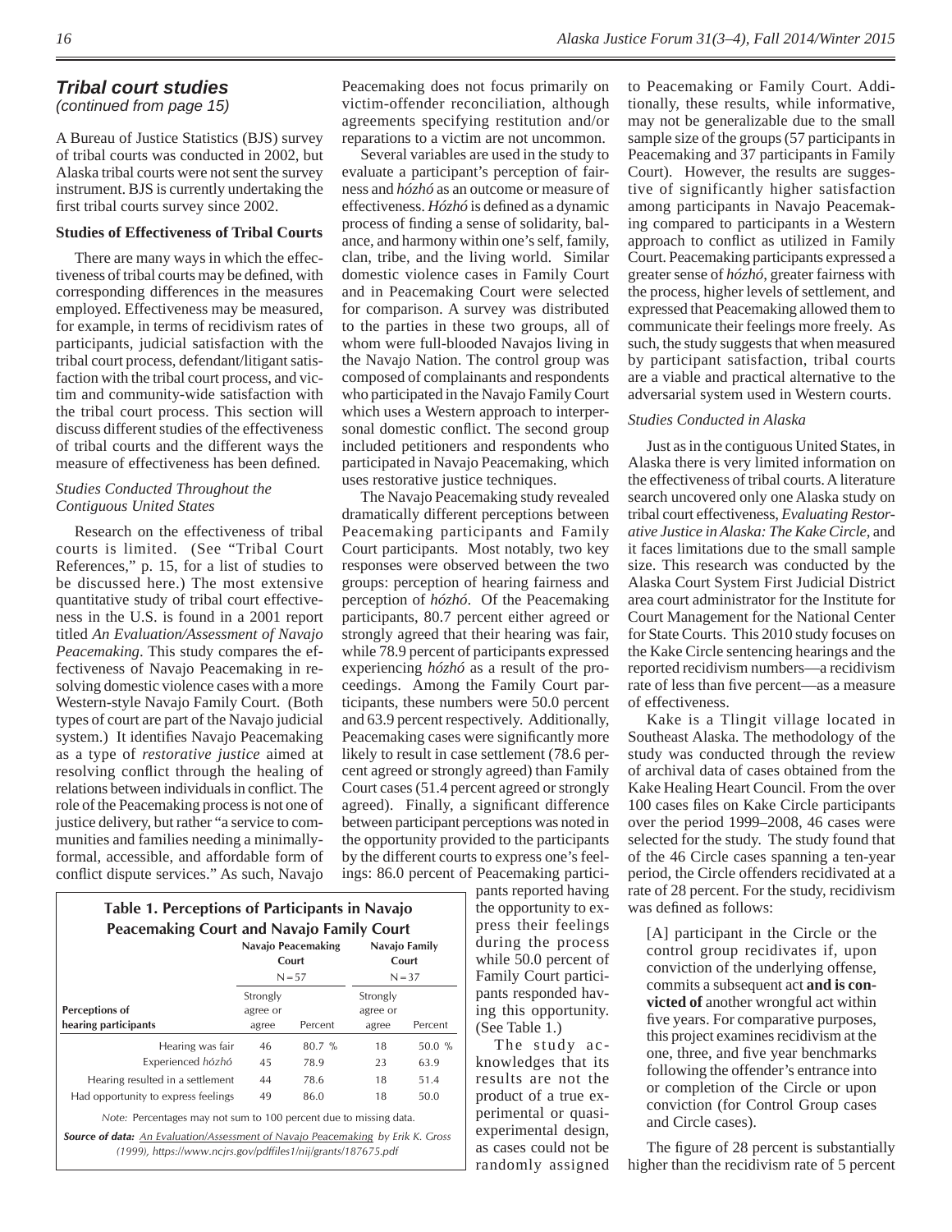### *Tribal court studies*

*(continued from page 15)*

A Bureau of Justice Statistics (BJS) survey of tribal courts was conducted in 2002, but Alaska tribal courts were not sent the survey instrument. BJS is currently undertaking the first tribal courts survey since 2002.

#### Studies of Effectiveness of Tribal Courts

There are many ways in which the effectiveness of tribal courts may be defined, with corresponding differences in the measures employed. Effectiveness may be measured, for example, in terms of recidivism rates of participants, judicial satisfaction with the tribal court process, defendant/litigant satisfaction with the tribal court process, and victim and community-wide satisfaction with the tribal court process. This section will discuss different studies of the effectiveness of tribal courts and the different ways the measure of effectiveness has been defined.

*Studies Conducted Throughout the Contiguous United States*

Research on the effectiveness of tribal courts is limited. (See "Tribal Court References," p. 15, for a list of studies to be discussed here.) The most extensive quantitative study of tribal court effectiveness in the U.S. is found in a 2001 report titled *An Evaluation/Assessment of Navajo Peacemaking*. This study compares the effectiveness of Navajo Peacemaking in resolving domestic violence cases with a more Western-style Navajo Family Court. (Both types of court are part of the Navajo judicial system.) It identifies Navajo Peacemaking as a type of *restorative justice* aimed at resolving conflict through the healing of relations between individuals in conflict. The role of the Peacemaking process is not one of justice delivery, but rather "a service to communities and families needing a minimally-formal, accessible, and affordable form of conflict dispute services." As such, Navajo Peacemaking does not focus primarily on victim-offender reconciliation, although agreements specifying restitution and/or reparations to a victim are not uncommon.

Several variables are used in the study to evaluate a participant's perception of fairness and *hózhó* as an outcome or measure of effectiveness. *Hózhó* is defined as a dynamic process of finding a sense of solidarity, balance, and harmony within one's self, family, clan, tribe, and the living world. Similar domestic violence cases in Family Court and in Peacemaking Court were selected for comparison. A survey was distributed to the parties in these two groups, all of whom were full-blooded Navajos living in the Navajo Nation. The control group was composed of complainants and respondents who participated in the Navajo Family Court which uses a Western approach to interpersonal domestic conflict. The second group included petitioners and respondents who participated in Navajo Peacemaking, which uses restorative justice techniques.

The Navajo Peacemaking study revealed dramatically different perceptions between Peacemaking participants and Family Court participants. Most notably, two key responses were observed between the two groups: perception of hearing fairness and perception of *hózhó*. Of the Peacemaking participants, 80.7 percent either agreed or strongly agreed that their hearing was fair, while 78.9 percent of participants expressed experiencing *hózhó* as a result of the proceedings. Among the Family Court participants, these numbers were 50.0 percent and 63.9 percent respectively. Additionally, Peacemaking cases were significantly more likely to result in case settlement (78.6 percent agreed or strongly agreed) than Family Court cases (51.4 percent agreed or strongly agreed). Finally, a significant difference between participant perceptions was noted in the opportunity provided to the participants by the different courts to express one's feelings: 86.0 percent of Peacemaking participants reported having the opportunity to express their feelings during the process while 50.0 percent of Family Court participants responded having this opportunity. (See Table 1.)

**Table 1. Perceptions of Participants in Navajo Peacemaking Court and Navajo Family Court**

| Perceptions of hearing participants | Navajo Peacemaking Court N = 57 | | Navajo Family Court N = 37 | |
|---|---|---|---|---|
| | Strongly agree or agree | Percent | Strongly agree or agree | Percent |
| Hearing was fair | 46 | 80.7 % | 18 | 50.0 % |
| Experienced *hózhó* | 45 | 78.9 | 23 | 63.9 |
| Hearing resulted in a settlement | 44 | 78.6 | 18 | 51.4 |
| Had opportunity to express feelings | 49 | 86.0 | 18 | 50.0 |

*Note:* Percentages may not sum to 100 percent due to missing data.

***Source of data:*** *An Evaluation/Assessment of Navajo Peacemaking by Erik K. Gross (1999), https://www.ncjrs.gov/pdffiles1/nij/grants/187675.pdf*

The study acknowledges that its results are not the product of a true experimental or quasi-experimental design, as cases could not be randomly assigned to Peacemaking or Family Court. Additionally, these results, while informative, may not be generalizable due to the small sample size of the groups (57 participants in Peacemaking and 37 participants in Family Court). However, the results are suggestive of significantly higher satisfaction among participants in Navajo Peacemaking compared to participants in a Western approach to conflict as utilized in Family Court. Peacemaking participants expressed a greater sense of *hózhó*, greater fairness with the process, higher levels of settlement, and expressed that Peacemaking allowed them to communicate their feelings more freely. As such, the study suggests that when measured by participant satisfaction, tribal courts are a viable and practical alternative to the adversarial system used in Western courts.

*Studies Conducted in Alaska*

Just as in the contiguous United States, in Alaska there is very limited information on the effectiveness of tribal courts. A literature search uncovered only one Alaska study on tribal court effectiveness, *Evaluating Restorative Justice in Alaska: The Kake Circle*, and it faces limitations due to the small sample size. This research was conducted by the Alaska Court System First Judicial District area court administrator for the Institute for Court Management for the National Center for State Courts. This 2010 study focuses on the Kake Circle sentencing hearings and the reported recidivism numbers—a recidivism rate of less than five percent—as a measure of effectiveness.

Kake is a Tlingit village located in Southeast Alaska. The methodology of the study was conducted through the review of archival data of cases obtained from the Kake Healing Heart Council. From the over 100 cases files on Kake Circle participants over the period 1999–2008, 46 cases were selected for the study. The study found that of the 46 Circle cases spanning a ten-year period, the Circle offenders recidivated at a rate of 28 percent. For the study, recidivism was defined as follows:

> [A] participant in the Circle or the control group recidivates if, upon conviction of the underlying offense, commits a subsequent act **and is convicted of** another wrongful act within five years. For comparative purposes, this project examines recidivism at the one, three, and five year benchmarks following the offender's entrance into or completion of the Circle or upon conviction (for Control Group cases and Circle cases).

The figure of 28 percent is substantially higher than the recidivism rate of 5 percent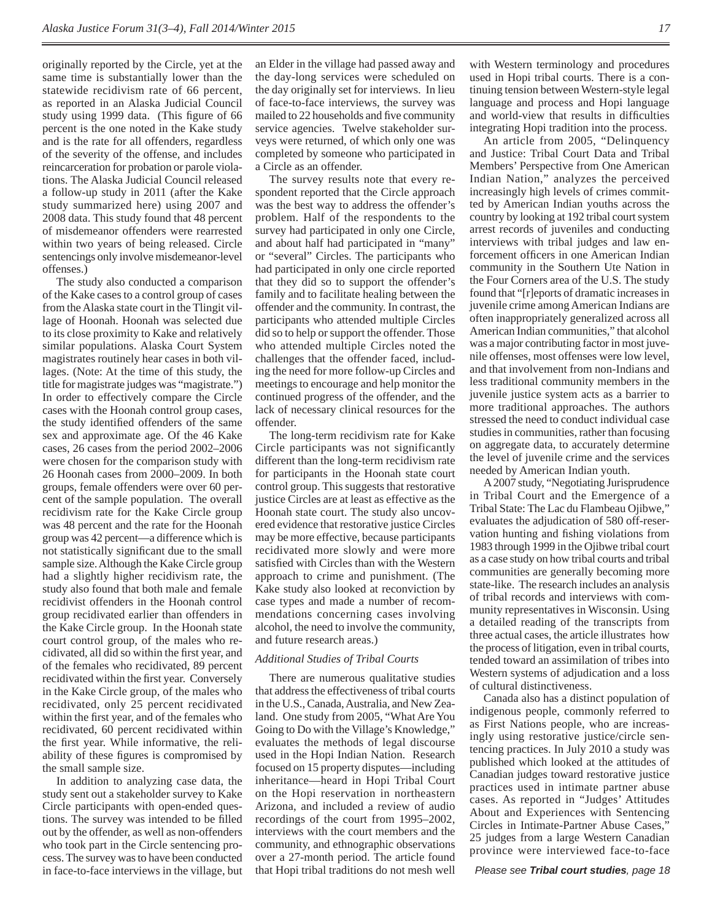originally reported by the Circle, yet at the same time is substantially lower than the statewide recidivism rate of 66 percent, as reported in an Alaska Judicial Council study using 1999 data. (This figure of 66 percent is the one noted in the Kake study and is the rate for all offenders, regardless of the severity of the offense, and includes reincarceration for probation or parole violations. The Alaska Judicial Council released a follow-up study in 2011 (after the Kake study summarized here) using 2007 and 2008 data. This study found that 48 percent of misdemeanor offenders were rearrested within two years of being released. Circle sentencings only involve misdemeanor-level offenses.)

The study also conducted a comparison of the Kake cases to a control group of cases from the Alaska state court in the Tlingit village of Hoonah. Hoonah was selected due to its close proximity to Kake and relatively similar populations. Alaska Court System magistrates routinely hear cases in both villages. (Note: At the time of this study, the title for magistrate judges was "magistrate.") In order to effectively compare the Circle cases with the Hoonah control group cases, the study identified offenders of the same sex and approximate age. Of the 46 Kake cases, 26 cases from the period 2002–2006 were chosen for the comparison study with 26 Hoonah cases from 2000–2009. In both groups, female offenders were over 60 percent of the sample population. The overall recidivism rate for the Kake Circle group was 48 percent and the rate for the Hoonah group was 42 percent—a difference which is not statistically significant due to the small sample size. Although the Kake Circle group had a slightly higher recidivism rate, the study also found that both male and female recidivist offenders in the Hoonah control group recidivated earlier than offenders in the Kake Circle group. In the Hoonah state court control group, of the males who recidivated, all did so within the first year, and of the females who recidivated, 89 percent recidivated within the first year. Conversely in the Kake Circle group, of the males who recidivated, only 25 percent recidivated within the first year, and of the females who recidivated, 60 percent recidivated within the first year. While informative, the reliability of these figures is compromised by the small sample size.

In addition to analyzing case data, the study sent out a stakeholder survey to Kake Circle participants with open-ended questions. The survey was intended to be filled out by the offender, as well as non-offenders who took part in the Circle sentencing process. The survey was to have been conducted in face-to-face interviews in the village, but an Elder in the village had passed away and the day-long services were scheduled on the day originally set for interviews. In lieu of face-to-face interviews, the survey was mailed to 22 households and five community service agencies. Twelve stakeholder surveys were returned, of which only one was completed by someone who participated in a Circle as an offender.

The survey results note that every respondent reported that the Circle approach was the best way to address the offender's problem. Half of the respondents to the survey had participated in only one Circle, and about half had participated in "many" or "several" Circles. The participants who had participated in only one circle reported that they did so to support the offender's family and to facilitate healing between the offender and the community. In contrast, the participants who attended multiple Circles did so to help or support the offender. Those who attended multiple Circles noted the challenges that the offender faced, including the need for more follow-up Circles and meetings to encourage and help monitor the continued progress of the offender, and the lack of necessary clinical resources for the offender.

The long-term recidivism rate for Kake Circle participants was not significantly different than the long-term recidivism rate for participants in the Hoonah state court control group. This suggests that restorative justice Circles are at least as effective as the Hoonah state court. The study also uncovered evidence that restorative justice Circles may be more effective, because participants recidivated more slowly and were more satisfied with Circles than with the Western approach to crime and punishment. (The Kake study also looked at reconviction by case types and made a number of recommendations concerning cases involving alcohol, the need to involve the community, and future research areas.)

### *Additional Studies of Tribal Courts*

There are numerous qualitative studies that address the effectiveness of tribal courts in the U.S., Canada, Australia, and New Zealand. One study from 2005, "What Are You Going to Do with the Village's Knowledge," evaluates the methods of legal discourse used in the Hopi Indian Nation. Research focused on 15 property disputes—including inheritance—heard in Hopi Tribal Court on the Hopi reservation in northeastern Arizona, and included a review of audio recordings of the court from 1995–2002, interviews with the court members and the community, and ethnographic observations over a 27-month period. The article found that Hopi tribal traditions do not mesh well with Western terminology and procedures used in Hopi tribal courts. There is a continuing tension between Western-style legal language and process and Hopi language and world-view that results in difficulties integrating Hopi tradition into the process.

An article from 2005, "Delinquency and Justice: Tribal Court Data and Tribal Members' Perspective from One American Indian Nation," analyzes the perceived increasingly high levels of crimes committed by American Indian youths across the country by looking at 192 tribal court system arrest records of juveniles and conducting interviews with tribal judges and law enforcement officers in one American Indian community in the Southern Ute Nation in the Four Corners area of the U.S. The study found that "[r]eports of dramatic increases in juvenile crime among American Indians are often inappropriately generalized across all American Indian communities," that alcohol was a major contributing factor in most juvenile offenses, most offenses were low level, and that involvement from non-Indians and less traditional community members in the juvenile justice system acts as a barrier to more traditional approaches. The authors stressed the need to conduct individual case studies in communities, rather than focusing on aggregate data, to accurately determine the level of juvenile crime and the services needed by American Indian youth.

A 2007 study, "Negotiating Jurisprudence in Tribal Court and the Emergence of a Tribal State: The Lac du Flambeau Ojibwe," evaluates the adjudication of 580 off-reservation hunting and fishing violations from 1983 through 1999 in the Ojibwe tribal court as a case study on how tribal courts and tribal communities are generally becoming more state-like. The research includes an analysis of tribal records and interviews with community representatives in Wisconsin. Using a detailed reading of the transcripts from three actual cases, the article illustrates how the process of litigation, even in tribal courts, tended toward an assimilation of tribes into Western systems of adjudication and a loss of cultural distinctiveness.

Canada also has a distinct population of indigenous people, commonly referred to as First Nations people, who are increasingly using restorative justice/circle sentencing practices. In July 2010 a study was published which looked at the attitudes of Canadian judges toward restorative justice practices used in intimate partner abuse cases. As reported in "Judges' Attitudes About and Experiences with Sentencing Circles in Intimate-Partner Abuse Cases," 25 judges from a large Western Canadian province were interviewed face-to-face

*Please see* ***Tribal court studies****, page 18*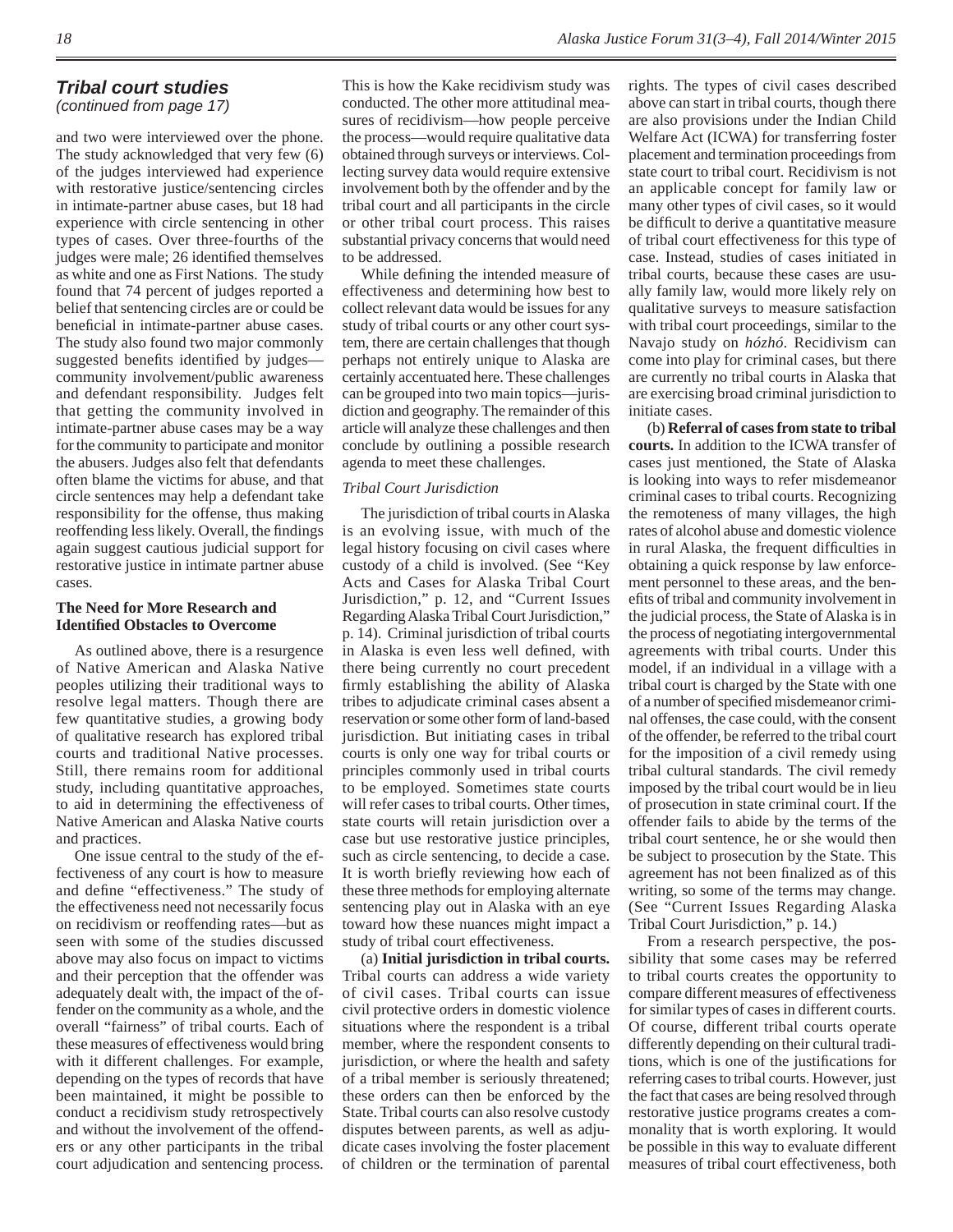## Tribal court studies

*(continued from page 17)*

and two were interviewed over the phone. The study acknowledged that very few (6) of the judges interviewed had experience with restorative justice/sentencing circles in intimate-partner abuse cases, but 18 had experience with circle sentencing in other types of cases. Over three-fourths of the judges were male; 26 identified themselves as white and one as First Nations. The study found that 74 percent of judges reported a belief that sentencing circles are or could be beneficial in intimate-partner abuse cases. The study also found two major commonly suggested benefits identified by judges—community involvement/public awareness and defendant responsibility. Judges felt that getting the community involved in intimate-partner abuse cases may be a way for the community to participate and monitor the abusers. Judges also felt that defendants often blame the victims for abuse, and that circle sentences may help a defendant take responsibility for the offense, thus making reoffending less likely. Overall, the findings again suggest cautious judicial support for restorative justice in intimate partner abuse cases.

### The Need for More Research and Identified Obstacles to Overcome

As outlined above, there is a resurgence of Native American and Alaska Native peoples utilizing their traditional ways to resolve legal matters. Though there are few quantitative studies, a growing body of qualitative research has explored tribal courts and traditional Native processes. Still, there remains room for additional study, including quantitative approaches, to aid in determining the effectiveness of Native American and Alaska Native courts and practices.

One issue central to the study of the effectiveness of any court is how to measure and define "effectiveness." The study of the effectiveness need not necessarily focus on recidivism or reoffending rates—but as seen with some of the studies discussed above may also focus on impact to victims and their perception that the offender was adequately dealt with, the impact of the offender on the community as a whole, and the overall "fairness" of tribal courts. Each of these measures of effectiveness would bring with it different challenges. For example, depending on the types of records that have been maintained, it might be possible to conduct a recidivism study retrospectively and without the involvement of the offenders or any other participants in the tribal court adjudication and sentencing process. This is how the Kake recidivism study was conducted. The other more attitudinal measures of recidivism—how people perceive the process—would require qualitative data obtained through surveys or interviews. Collecting survey data would require extensive involvement both by the offender and by the tribal court and all participants in the circle or other tribal court process. This raises substantial privacy concerns that would need to be addressed.

While defining the intended measure of effectiveness and determining how best to collect relevant data would be issues for any study of tribal courts or any other court system, there are certain challenges that though perhaps not entirely unique to Alaska are certainly accentuated here. These challenges can be grouped into two main topics—jurisdiction and geography. The remainder of this article will analyze these challenges and then conclude by outlining a possible research agenda to meet these challenges.

#### *Tribal Court Jurisdiction*

The jurisdiction of tribal courts in Alaska is an evolving issue, with much of the legal history focusing on civil cases where custody of a child is involved. (See "Key Acts and Cases for Alaska Tribal Court Jurisdiction," p. 12, and "Current Issues Regarding Alaska Tribal Court Jurisdiction," p. 14). Criminal jurisdiction of tribal courts in Alaska is even less well defined, with there being currently no court precedent firmly establishing the ability of Alaska tribes to adjudicate criminal cases absent a reservation or some other form of land-based jurisdiction. But initiating cases in tribal courts is only one way for tribal courts or principles commonly used in tribal courts to be employed. Sometimes state courts will refer cases to tribal courts. Other times, state courts will retain jurisdiction over a case but use restorative justice principles, such as circle sentencing, to decide a case. It is worth briefly reviewing how each of these three methods for employing alternate sentencing play out in Alaska with an eye toward how these nuances might impact a study of tribal court effectiveness.

(a) **Initial jurisdiction in tribal courts.** Tribal courts can address a wide variety of civil cases. Tribal courts can issue civil protective orders in domestic violence situations where the respondent is a tribal member, where the respondent consents to jurisdiction, or where the health and safety of a tribal member is seriously threatened; these orders can then be enforced by the State. Tribal courts can also resolve custody disputes between parents, as well as adjudicate cases involving the foster placement of children or the termination of parental rights. The types of civil cases described above can start in tribal courts, though there are also provisions under the Indian Child Welfare Act (ICWA) for transferring foster placement and termination proceedings from state court to tribal court. Recidivism is not an applicable concept for family law or many other types of civil cases, so it would be difficult to derive a quantitative measure of tribal court effectiveness for this type of case. Instead, studies of cases initiated in tribal courts, because these cases are usually family law, would more likely rely on qualitative surveys to measure satisfaction with tribal court proceedings, similar to the Navajo study on *hózhó*. Recidivism can come into play for criminal cases, but there are currently no tribal courts in Alaska that are exercising broad criminal jurisdiction to initiate cases.

(b) **Referral of cases from state to tribal courts.** In addition to the ICWA transfer of cases just mentioned, the State of Alaska is looking into ways to refer misdemeanor criminal cases to tribal courts. Recognizing the remoteness of many villages, the high rates of alcohol abuse and domestic violence in rural Alaska, the frequent difficulties in obtaining a quick response by law enforcement personnel to these areas, and the benefits of tribal and community involvement in the judicial process, the State of Alaska is in the process of negotiating intergovernmental agreements with tribal courts. Under this model, if an individual in a village with a tribal court is charged by the State with one of a number of specified misdemeanor criminal offenses, the case could, with the consent of the offender, be referred to the tribal court for the imposition of a civil remedy using tribal cultural standards. The civil remedy imposed by the tribal court would be in lieu of prosecution in state criminal court. If the offender fails to abide by the terms of the tribal court sentence, he or she would then be subject to prosecution by the State. This agreement has not been finalized as of this writing, so some of the terms may change. (See "Current Issues Regarding Alaska Tribal Court Jurisdiction," p. 14.)

From a research perspective, the possibility that some cases may be referred to tribal courts creates the opportunity to compare different measures of effectiveness for similar types of cases in different courts. Of course, different tribal courts operate differently depending on their cultural traditions, which is one of the justifications for referring cases to tribal courts. However, just the fact that cases are being resolved through restorative justice programs creates a commonality that is worth exploring. It would be possible in this way to evaluate different measures of tribal court effectiveness, both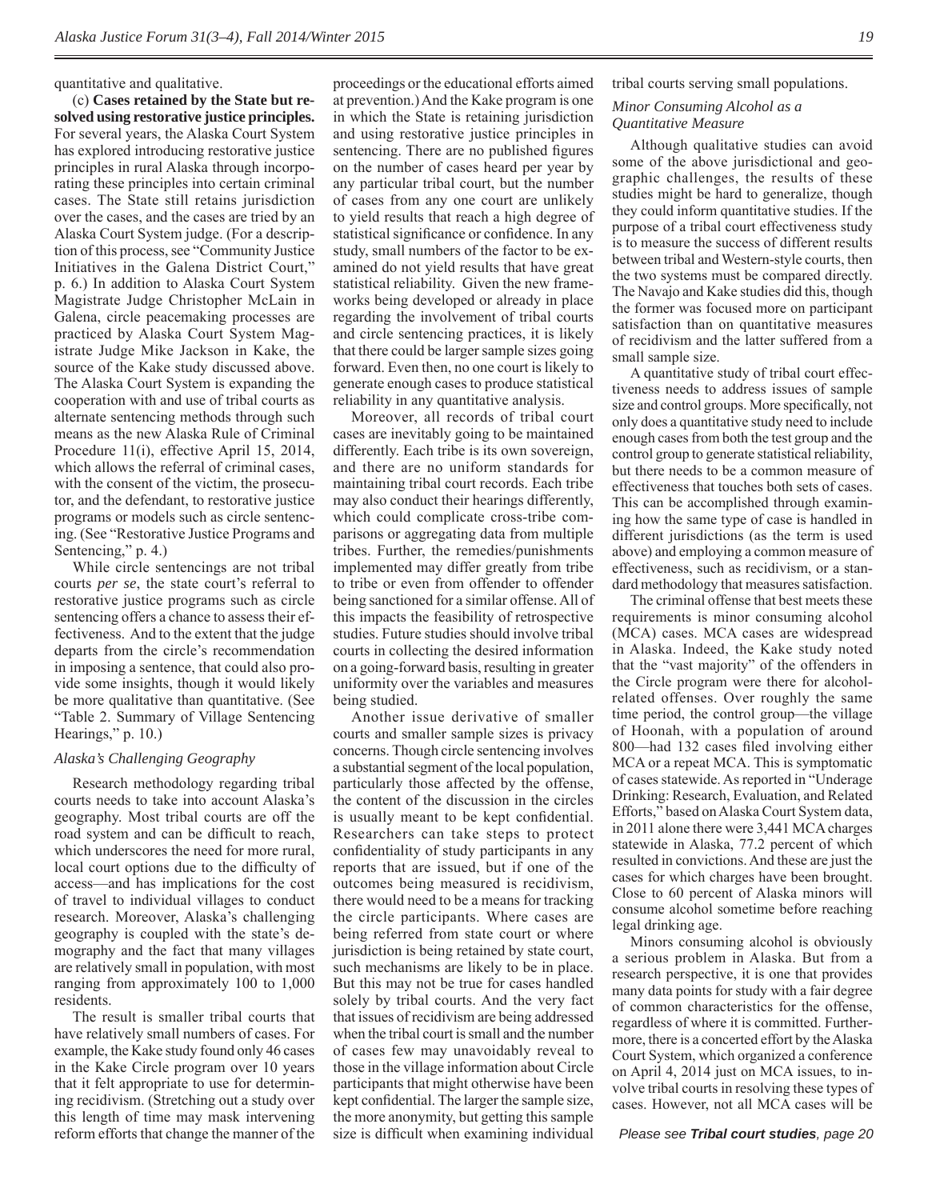quantitative and qualitative.

(c) **Cases retained by the State but resolved using restorative justice principles.** For several years, the Alaska Court System has explored introducing restorative justice principles in rural Alaska through incorporating these principles into certain criminal cases. The State still retains jurisdiction over the cases, and the cases are tried by an Alaska Court System judge. (For a description of this process, see "Community Justice Initiatives in the Galena District Court," p. 6.) In addition to Alaska Court System Magistrate Judge Christopher McLain in Galena, circle peacemaking processes are practiced by Alaska Court System Magistrate Judge Mike Jackson in Kake, the source of the Kake study discussed above. The Alaska Court System is expanding the cooperation with and use of tribal courts as alternate sentencing methods through such means as the new Alaska Rule of Criminal Procedure 11(i), effective April 15, 2014, which allows the referral of criminal cases, with the consent of the victim, the prosecutor, and the defendant, to restorative justice programs or models such as circle sentencing. (See "Restorative Justice Programs and Sentencing," p. 4.)

While circle sentencings are not tribal courts *per se*, the state court's referral to restorative justice programs such as circle sentencing offers a chance to assess their effectiveness. And to the extent that the judge departs from the circle's recommendation in imposing a sentence, that could also provide some insights, though it would likely be more qualitative than quantitative. (See "Table 2. Summary of Village Sentencing Hearings," p. 10.)

### *Alaska's Challenging Geography*

Research methodology regarding tribal courts needs to take into account Alaska's geography. Most tribal courts are off the road system and can be difficult to reach, which underscores the need for more rural, local court options due to the difficulty of access—and has implications for the cost of travel to individual villages to conduct research. Moreover, Alaska's challenging geography is coupled with the state's demography and the fact that many villages are relatively small in population, with most ranging from approximately 100 to 1,000 residents.

The result is smaller tribal courts that have relatively small numbers of cases. For example, the Kake study found only 46 cases in the Kake Circle program over 10 years that it felt appropriate to use for determining recidivism. (Stretching out a study over this length of time may mask intervening reform efforts that change the manner of the proceedings or the educational efforts aimed at prevention.) And the Kake program is one in which the State is retaining jurisdiction and using restorative justice principles in sentencing. There are no published figures on the number of cases heard per year by any particular tribal court, but the number of cases from any one court are unlikely to yield results that reach a high degree of statistical significance or confidence. In any study, small numbers of the factor to be examined do not yield results that have great statistical reliability. Given the new frameworks being developed or already in place regarding the involvement of tribal courts and circle sentencing practices, it is likely that there could be larger sample sizes going forward. Even then, no one court is likely to generate enough cases to produce statistical reliability in any quantitative analysis.

Moreover, all records of tribal court cases are inevitably going to be maintained differently. Each tribe is its own sovereign, and there are no uniform standards for maintaining tribal court records. Each tribe may also conduct their hearings differently, which could complicate cross-tribe comparisons or aggregating data from multiple tribes. Further, the remedies/punishments implemented may differ greatly from tribe to tribe or even from offender to offender being sanctioned for a similar offense. All of this impacts the feasibility of retrospective studies. Future studies should involve tribal courts in collecting the desired information on a going-forward basis, resulting in greater uniformity over the variables and measures being studied.

Another issue derivative of smaller courts and smaller sample sizes is privacy concerns. Though circle sentencing involves a substantial segment of the local population, particularly those affected by the offense, the content of the discussion in the circles is usually meant to be kept confidential. Researchers can take steps to protect confidentiality of study participants in any reports that are issued, but if one of the outcomes being measured is recidivism, there would need to be a means for tracking the circle participants. Where cases are being referred from state court or where jurisdiction is being retained by state court, such mechanisms are likely to be in place. But this may not be true for cases handled solely by tribal courts. And the very fact that issues of recidivism are being addressed when the tribal court is small and the number of cases few may unavoidably reveal to those in the village information about Circle participants that might otherwise have been kept confidential. The larger the sample size, the more anonymity, but getting this sample size is difficult when examining individual tribal courts serving small populations.

### *Minor Consuming Alcohol as a Quantitative Measure*

Although qualitative studies can avoid some of the above jurisdictional and geographic challenges, the results of these studies might be hard to generalize, though they could inform quantitative studies. If the purpose of a tribal court effectiveness study is to measure the success of different results between tribal and Western-style courts, then the two systems must be compared directly. The Navajo and Kake studies did this, though the former was focused more on participant satisfaction than on quantitative measures of recidivism and the latter suffered from a small sample size.

A quantitative study of tribal court effectiveness needs to address issues of sample size and control groups. More specifically, not only does a quantitative study need to include enough cases from both the test group and the control group to generate statistical reliability, but there needs to be a common measure of effectiveness that touches both sets of cases. This can be accomplished through examining how the same type of case is handled in different jurisdictions (as the term is used above) and employing a common measure of effectiveness, such as recidivism, or a standard methodology that measures satisfaction.

The criminal offense that best meets these requirements is minor consuming alcohol (MCA) cases. MCA cases are widespread in Alaska. Indeed, the Kake study noted that the "vast majority" of the offenders in the Circle program were there for alcohol-related offenses. Over roughly the same time period, the control group—the village of Hoonah, with a population of around 800—had 132 cases filed involving either MCA or a repeat MCA. This is symptomatic of cases statewide. As reported in "Underage Drinking: Research, Evaluation, and Related Efforts," based on Alaska Court System data, in 2011 alone there were 3,441 MCA charges statewide in Alaska, 77.2 percent of which resulted in convictions. And these are just the cases for which charges have been brought. Close to 60 percent of Alaska minors will consume alcohol sometime before reaching legal drinking age.

Minors consuming alcohol is obviously a serious problem in Alaska. But from a research perspective, it is one that provides many data points for study with a fair degree of common characteristics for the offense, regardless of where it is committed. Furthermore, there is a concerted effort by the Alaska Court System, which organized a conference on April 4, 2014 just on MCA issues, to involve tribal courts in resolving these types of cases. However, not all MCA cases will be

*Please see* ***Tribal court studies****, page 20*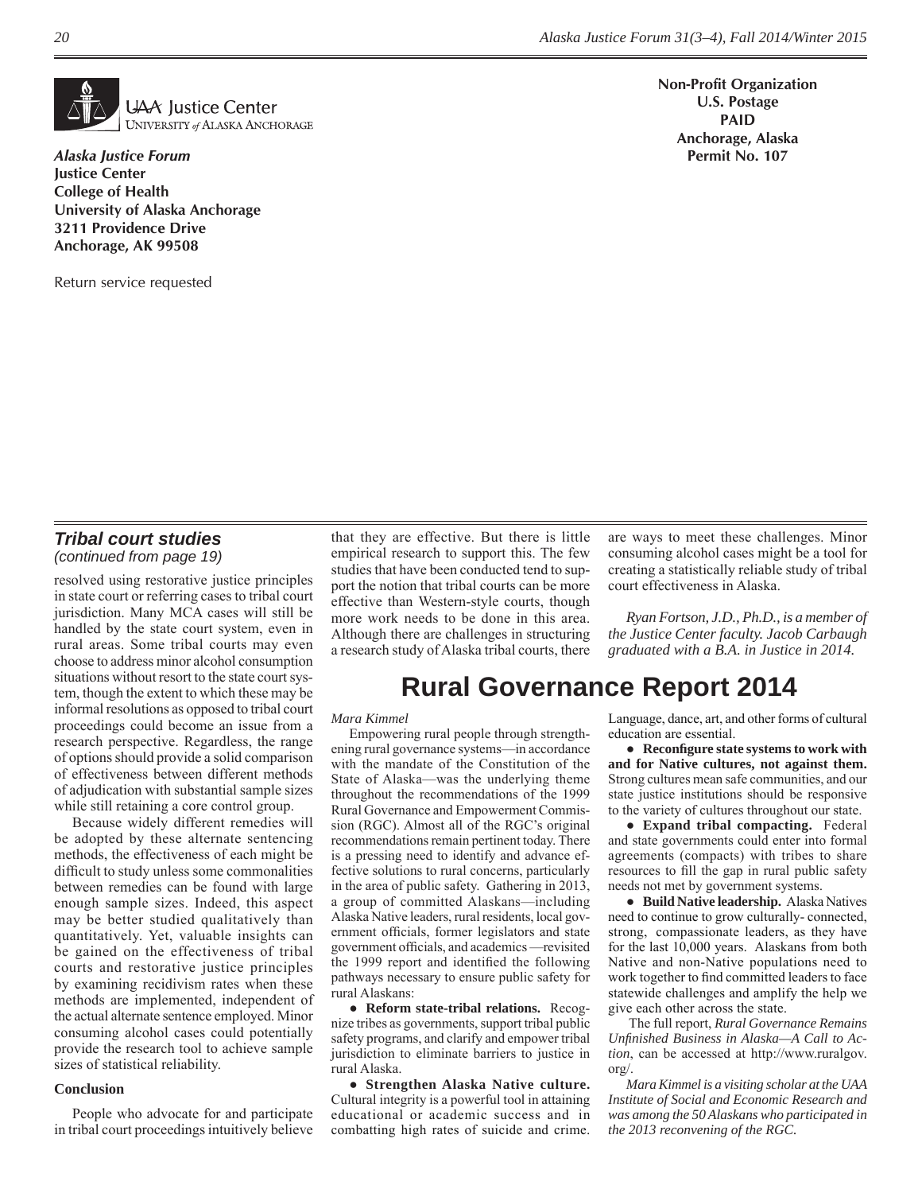UAA Justice Center
University *of* Alaska Anchorage

***Alaska Justice Forum***
**Justice Center**
**College of Health**
**University of Alaska Anchorage**
**3211 Providence Drive**
**Anchorage, AK 99508**

Return service requested

**Non-Profit Organization**
**U.S. Postage**
**PAID**
**Anchorage, Alaska**
**Permit No. 107**

## *Tribal court studies*

*(continued from page 19)*

resolved using restorative justice principles in state court or referring cases to tribal court jurisdiction. Many MCA cases will still be handled by the state court system, even in rural areas. Some tribal courts may even choose to address minor alcohol consumption situations without resort to the state court system, though the extent to which these may be informal resolutions as opposed to tribal court proceedings could become an issue from a research perspective. Regardless, the range of options should provide a solid comparison of effectiveness between different methods of adjudication with substantial sample sizes while still retaining a core control group.

Because widely different remedies will be adopted by these alternate sentencing methods, the effectiveness of each might be difficult to study unless some commonalities between remedies can be found with large enough sample sizes. Indeed, this aspect may be better studied qualitatively than quantitatively. Yet, valuable insights can be gained on the effectiveness of tribal courts and restorative justice principles by examining recidivism rates when these methods are implemented, independent of the actual alternate sentence employed. Minor consuming alcohol cases could potentially provide the research tool to achieve sample sizes of statistical reliability.

### Conclusion

People who advocate for and participate in tribal court proceedings intuitively believe that they are effective. But there is little empirical research to support this. The few studies that have been conducted tend to support the notion that tribal courts can be more effective than Western-style courts, though more work needs to be done in this area. Although there are challenges in structuring a research study of Alaska tribal courts, there are ways to meet these challenges. Minor consuming alcohol cases might be a tool for creating a statistically reliable study of tribal court effectiveness in Alaska.

*Ryan Fortson, J.D., Ph.D., is a member of the Justice Center faculty. Jacob Carbaugh graduated with a B.A. in Justice in 2014.*

# Rural Governance Report 2014

*Mara Kimmel*

Empowering rural people through strengthening rural governance systems—in accordance with the mandate of the Constitution of the State of Alaska—was the underlying theme throughout the recommendations of the 1999 Rural Governance and Empowerment Commission (RGC). Almost all of the RGC's original recommendations remain pertinent today. There is a pressing need to identify and advance effective solutions to rural concerns, particularly in the area of public safety. Gathering in 2013, a group of committed Alaskans—including Alaska Native leaders, rural residents, local government officials, former legislators and state government officials, and academics —revisited the 1999 report and identified the following pathways necessary to ensure public safety for rural Alaskans:

- **Reform state-tribal relations.** Recognize tribes as governments, support tribal public safety programs, and clarify and empower tribal jurisdiction to eliminate barriers to justice in rural Alaska.
- **Strengthen Alaska Native culture.** Cultural integrity is a powerful tool in attaining educational or academic success and in combatting high rates of suicide and crime. Language, dance, art, and other forms of cultural education are essential.
- **Reconfigure state systems to work with and for Native cultures, not against them.** Strong cultures mean safe communities, and our state justice institutions should be responsive to the variety of cultures throughout our state.
- **Expand tribal compacting.** Federal and state governments could enter into formal agreements (compacts) with tribes to share resources to fill the gap in rural public safety needs not met by government systems.
- **Build Native leadership.** Alaska Natives need to continue to grow culturally- connected, strong, compassionate leaders, as they have for the last 10,000 years. Alaskans from both Native and non-Native populations need to work together to find committed leaders to face statewide challenges and amplify the help we give each other across the state.

The full report, *Rural Governance Remains Unfinished Business in Alaska—A Call to Action*, can be accessed at http://www.ruralgov.org/.

*Mara Kimmel is a visiting scholar at the UAA Institute of Social and Economic Research and was among the 50 Alaskans who participated in the 2013 reconvening of the RGC.*